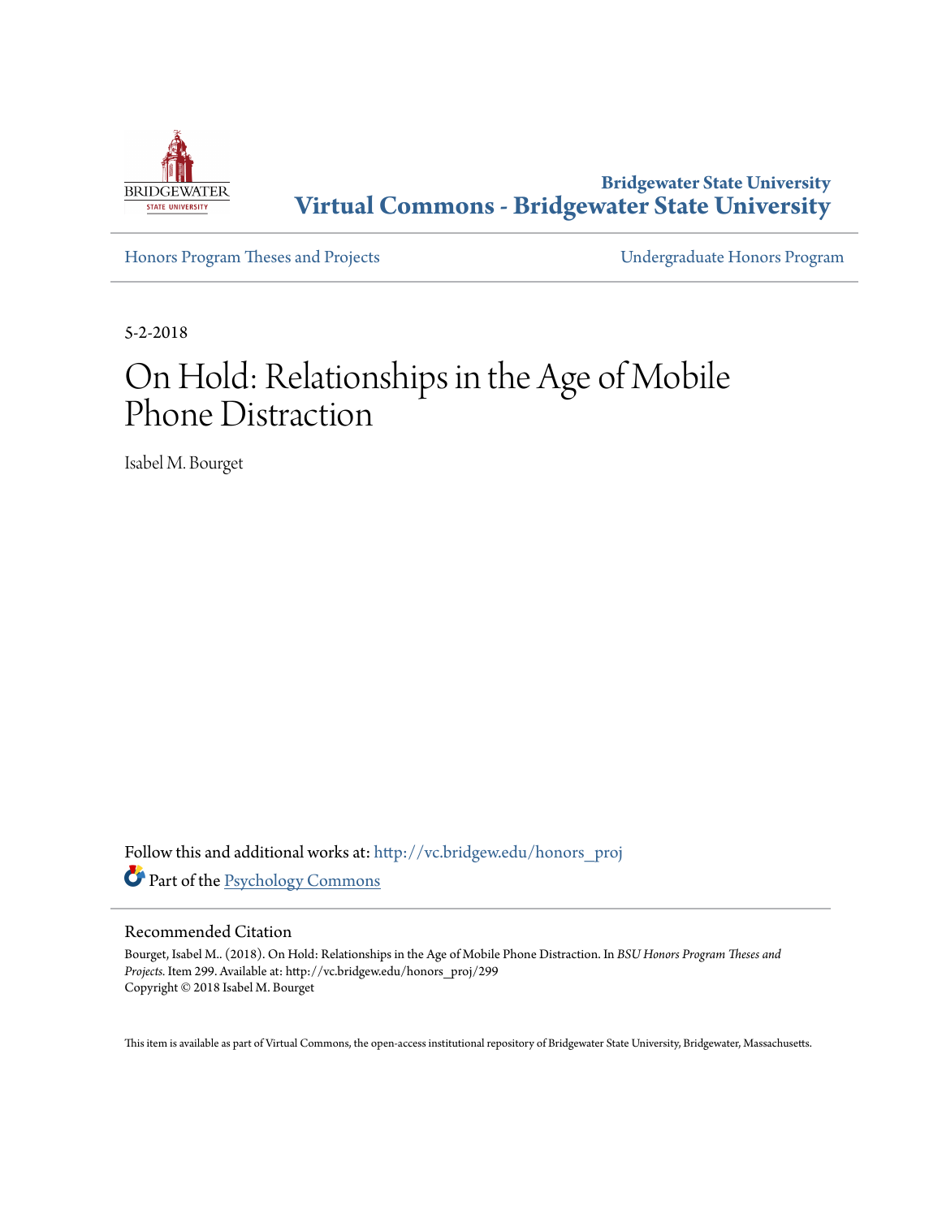Bridgewater State University

**Virtual Commons - Bridgewater State University**

Honors Program Theses and Projects

Undergraduate Honors Program

5-2-2018

# On Hold: Relationships in the Age of Mobile Phone Distraction

Isabel M. Bourget

Follow this and additional works at: http://vc.bridgew.edu/honors_proj

Part of the Psychology Commons

## Recommended Citation

Bourget, Isabel M.. (2018). On Hold: Relationships in the Age of Mobile Phone Distraction. In *BSU Honors Program Theses and Projects.* Item 299. Available at: http://vc.bridgew.edu/honors_proj/299
Copyright © 2018 Isabel M. Bourget

This item is available as part of Virtual Commons, the open-access institutional repository of Bridgewater State University, Bridgewater, Massachusetts.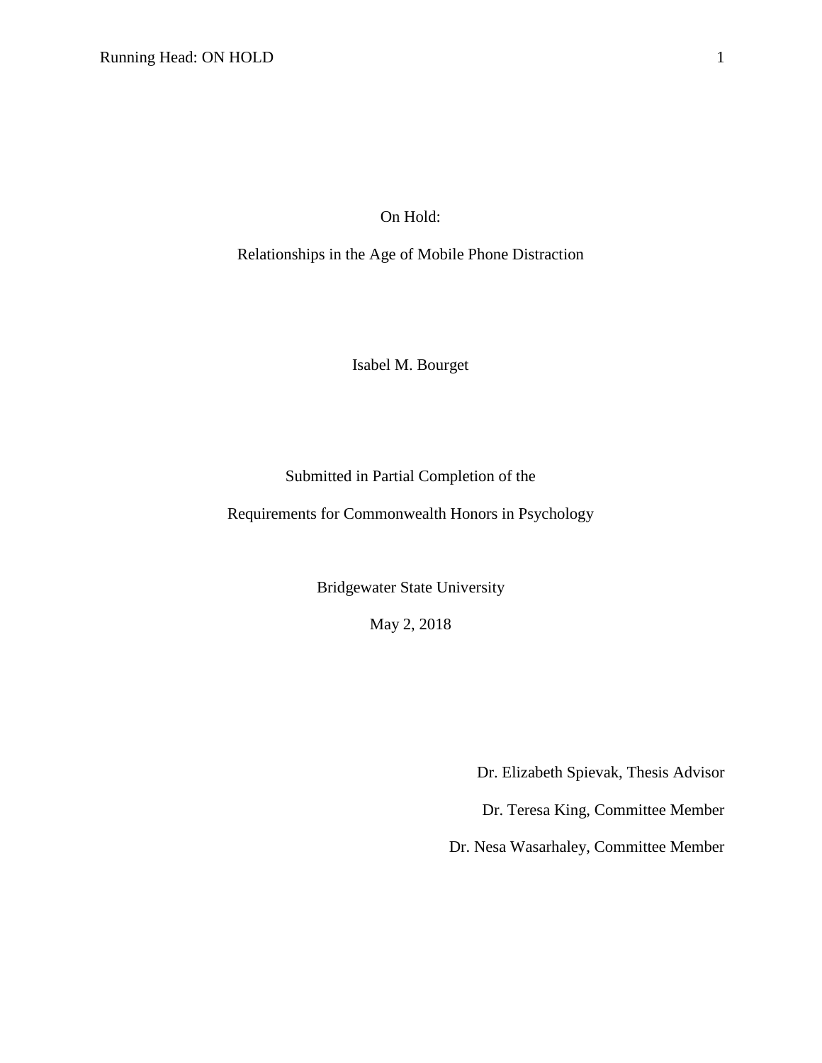On Hold:

Relationships in the Age of Mobile Phone Distraction

Isabel M. Bourget

Submitted in Partial Completion of the

Requirements for Commonwealth Honors in Psychology

Bridgewater State University

May 2, 2018

Dr. Elizabeth Spievak, Thesis Advisor

Dr. Teresa King, Committee Member

Dr. Nesa Wasarhaley, Committee Member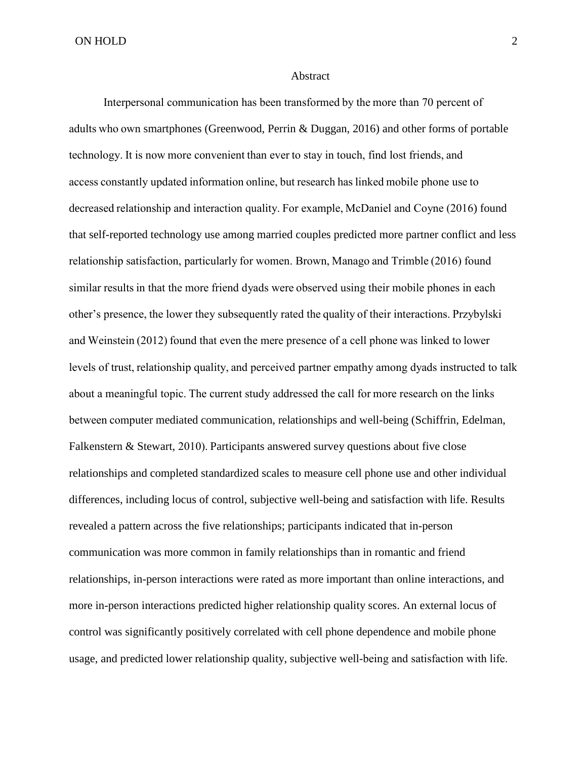# Abstract

Interpersonal communication has been transformed by the more than 70 percent of adults who own smartphones (Greenwood, Perrin & Duggan, 2016) and other forms of portable technology. It is now more convenient than ever to stay in touch, find lost friends, and access constantly updated information online, but research has linked mobile phone use to decreased relationship and interaction quality. For example, McDaniel and Coyne (2016) found that self-reported technology use among married couples predicted more partner conflict and less relationship satisfaction, particularly for women. Brown, Manago and Trimble (2016) found similar results in that the more friend dyads were observed using their mobile phones in each other's presence, the lower they subsequently rated the quality of their interactions. Przybylski and Weinstein (2012) found that even the mere presence of a cell phone was linked to lower levels of trust, relationship quality, and perceived partner empathy among dyads instructed to talk about a meaningful topic. The current study addressed the call for more research on the links between computer mediated communication, relationships and well-being (Schiffrin, Edelman, Falkenstern & Stewart, 2010). Participants answered survey questions about five close relationships and completed standardized scales to measure cell phone use and other individual differences, including locus of control, subjective well-being and satisfaction with life. Results revealed a pattern across the five relationships; participants indicated that in-person communication was more common in family relationships than in romantic and friend relationships, in-person interactions were rated as more important than online interactions, and more in-person interactions predicted higher relationship quality scores. An external locus of control was significantly positively correlated with cell phone dependence and mobile phone usage, and predicted lower relationship quality, subjective well-being and satisfaction with life.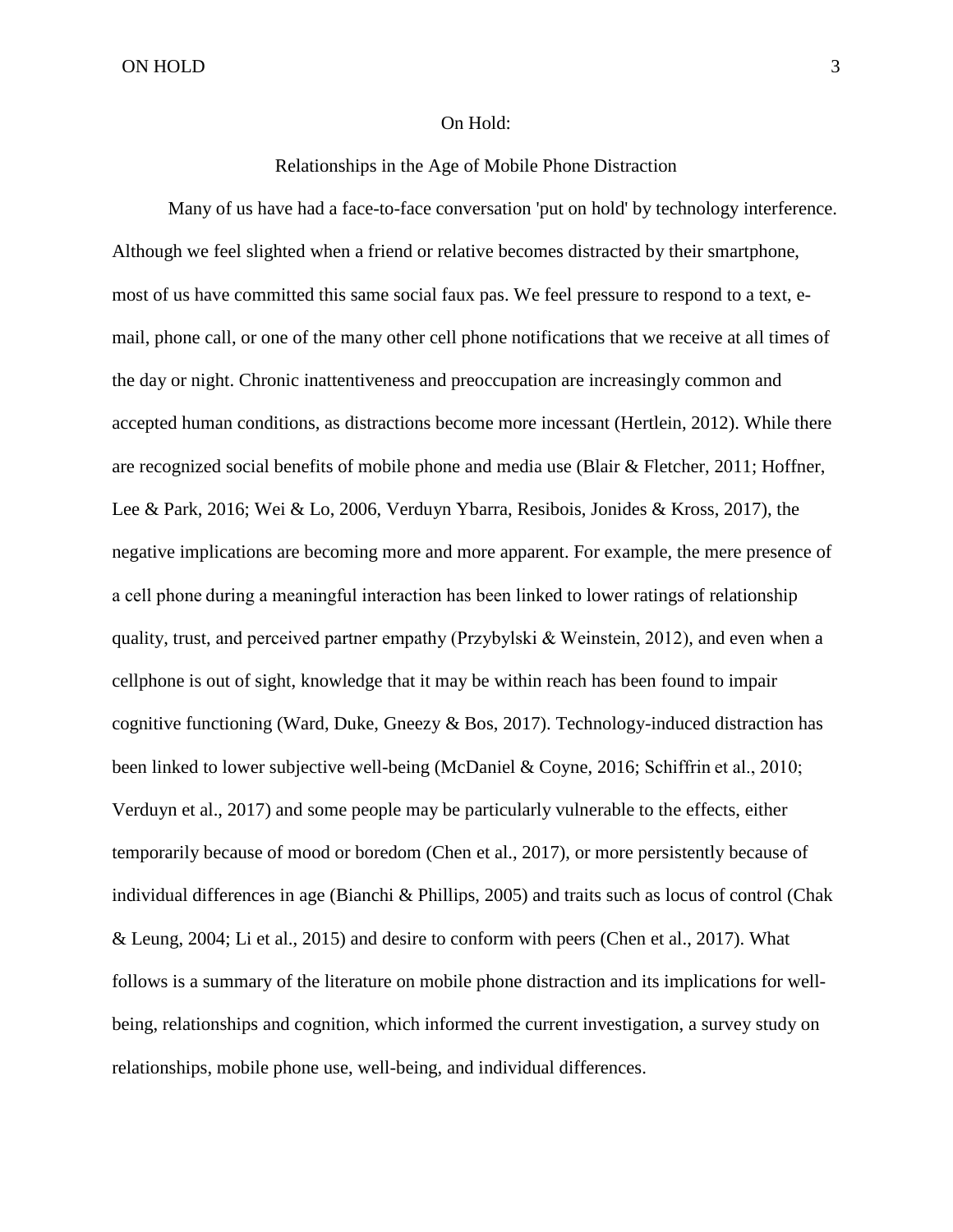# On Hold:

## Relationships in the Age of Mobile Phone Distraction

Many of us have had a face-to-face conversation 'put on hold' by technology interference. Although we feel slighted when a friend or relative becomes distracted by their smartphone, most of us have committed this same social faux pas. We feel pressure to respond to a text, e-mail, phone call, or one of the many other cell phone notifications that we receive at all times of the day or night. Chronic inattentiveness and preoccupation are increasingly common and accepted human conditions, as distractions become more incessant (Hertlein, 2012). While there are recognized social benefits of mobile phone and media use (Blair & Fletcher, 2011; Hoffner, Lee & Park, 2016; Wei & Lo, 2006, Verduyn Ybarra, Resibois, Jonides & Kross, 2017), the negative implications are becoming more and more apparent. For example, the mere presence of a cell phone during a meaningful interaction has been linked to lower ratings of relationship quality, trust, and perceived partner empathy (Przybylski & Weinstein, 2012), and even when a cellphone is out of sight, knowledge that it may be within reach has been found to impair cognitive functioning (Ward, Duke, Gneezy & Bos, 2017). Technology-induced distraction has been linked to lower subjective well-being (McDaniel & Coyne, 2016; Schiffrin et al., 2010; Verduyn et al., 2017) and some people may be particularly vulnerable to the effects, either temporarily because of mood or boredom (Chen et al., 2017), or more persistently because of individual differences in age (Bianchi & Phillips, 2005) and traits such as locus of control (Chak & Leung, 2004; Li et al., 2015) and desire to conform with peers (Chen et al., 2017). What follows is a summary of the literature on mobile phone distraction and its implications for well-being, relationships and cognition, which informed the current investigation, a survey study on relationships, mobile phone use, well-being, and individual differences.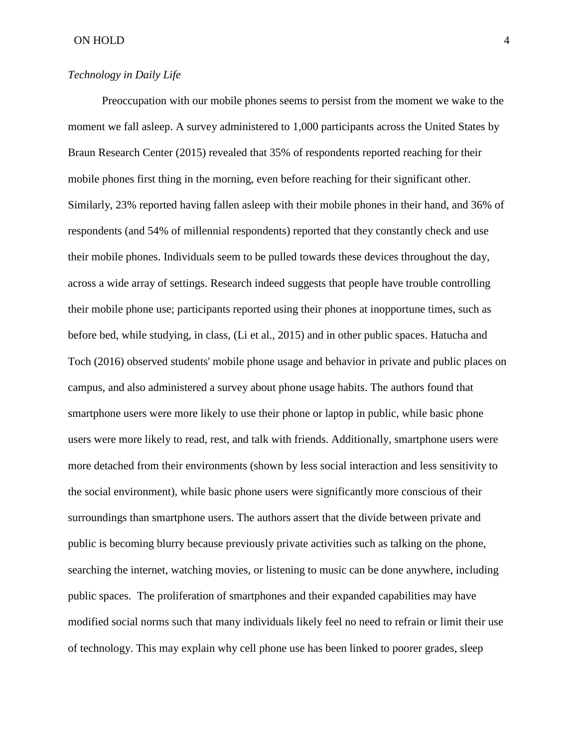*Technology in Daily Life*

Preoccupation with our mobile phones seems to persist from the moment we wake to the moment we fall asleep. A survey administered to 1,000 participants across the United States by Braun Research Center (2015) revealed that 35% of respondents reported reaching for their mobile phones first thing in the morning, even before reaching for their significant other. Similarly, 23% reported having fallen asleep with their mobile phones in their hand, and 36% of respondents (and 54% of millennial respondents) reported that they constantly check and use their mobile phones. Individuals seem to be pulled towards these devices throughout the day, across a wide array of settings. Research indeed suggests that people have trouble controlling their mobile phone use; participants reported using their phones at inopportune times, such as before bed, while studying, in class, (Li et al., 2015) and in other public spaces. Hatucha and Toch (2016) observed students' mobile phone usage and behavior in private and public places on campus, and also administered a survey about phone usage habits. The authors found that smartphone users were more likely to use their phone or laptop in public, while basic phone users were more likely to read, rest, and talk with friends. Additionally, smartphone users were more detached from their environments (shown by less social interaction and less sensitivity to the social environment), while basic phone users were significantly more conscious of their surroundings than smartphone users. The authors assert that the divide between private and public is becoming blurry because previously private activities such as talking on the phone, searching the internet, watching movies, or listening to music can be done anywhere, including public spaces. The proliferation of smartphones and their expanded capabilities may have modified social norms such that many individuals likely feel no need to refrain or limit their use of technology. This may explain why cell phone use has been linked to poorer grades, sleep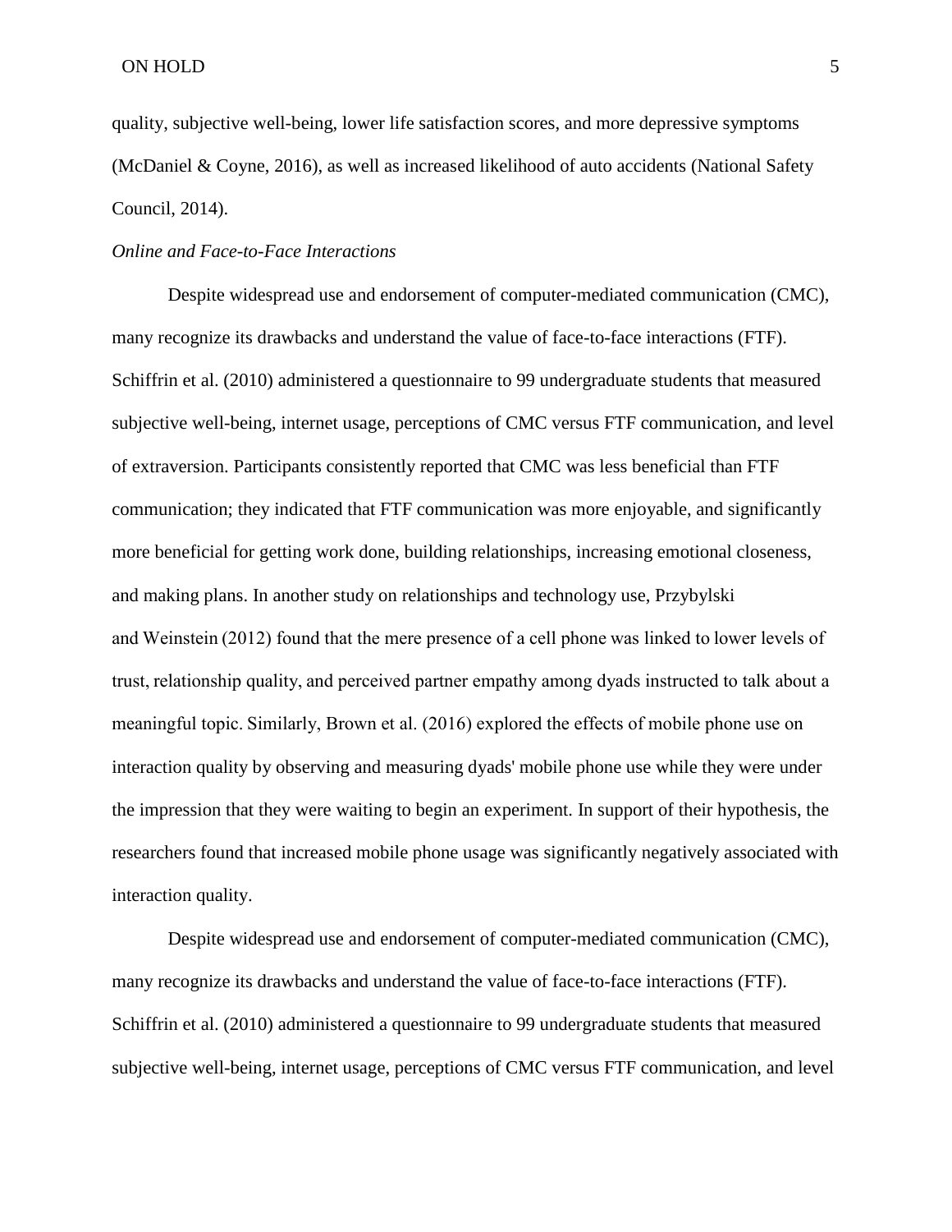quality, subjective well-being, lower life satisfaction scores, and more depressive symptoms (McDaniel & Coyne, 2016), as well as increased likelihood of auto accidents (National Safety Council, 2014).

*Online and Face-to-Face Interactions*

Despite widespread use and endorsement of computer-mediated communication (CMC), many recognize its drawbacks and understand the value of face-to-face interactions (FTF). Schiffrin et al. (2010) administered a questionnaire to 99 undergraduate students that measured subjective well-being, internet usage, perceptions of CMC versus FTF communication, and level of extraversion. Participants consistently reported that CMC was less beneficial than FTF communication; they indicated that FTF communication was more enjoyable, and significantly more beneficial for getting work done, building relationships, increasing emotional closeness, and making plans. In another study on relationships and technology use, Przybylski and Weinstein (2012) found that the mere presence of a cell phone was linked to lower levels of trust, relationship quality, and perceived partner empathy among dyads instructed to talk about a meaningful topic. Similarly, Brown et al. (2016) explored the effects of mobile phone use on interaction quality by observing and measuring dyads' mobile phone use while they were under the impression that they were waiting to begin an experiment. In support of their hypothesis, the researchers found that increased mobile phone usage was significantly negatively associated with interaction quality.

Despite widespread use and endorsement of computer-mediated communication (CMC), many recognize its drawbacks and understand the value of face-to-face interactions (FTF). Schiffrin et al. (2010) administered a questionnaire to 99 undergraduate students that measured subjective well-being, internet usage, perceptions of CMC versus FTF communication, and level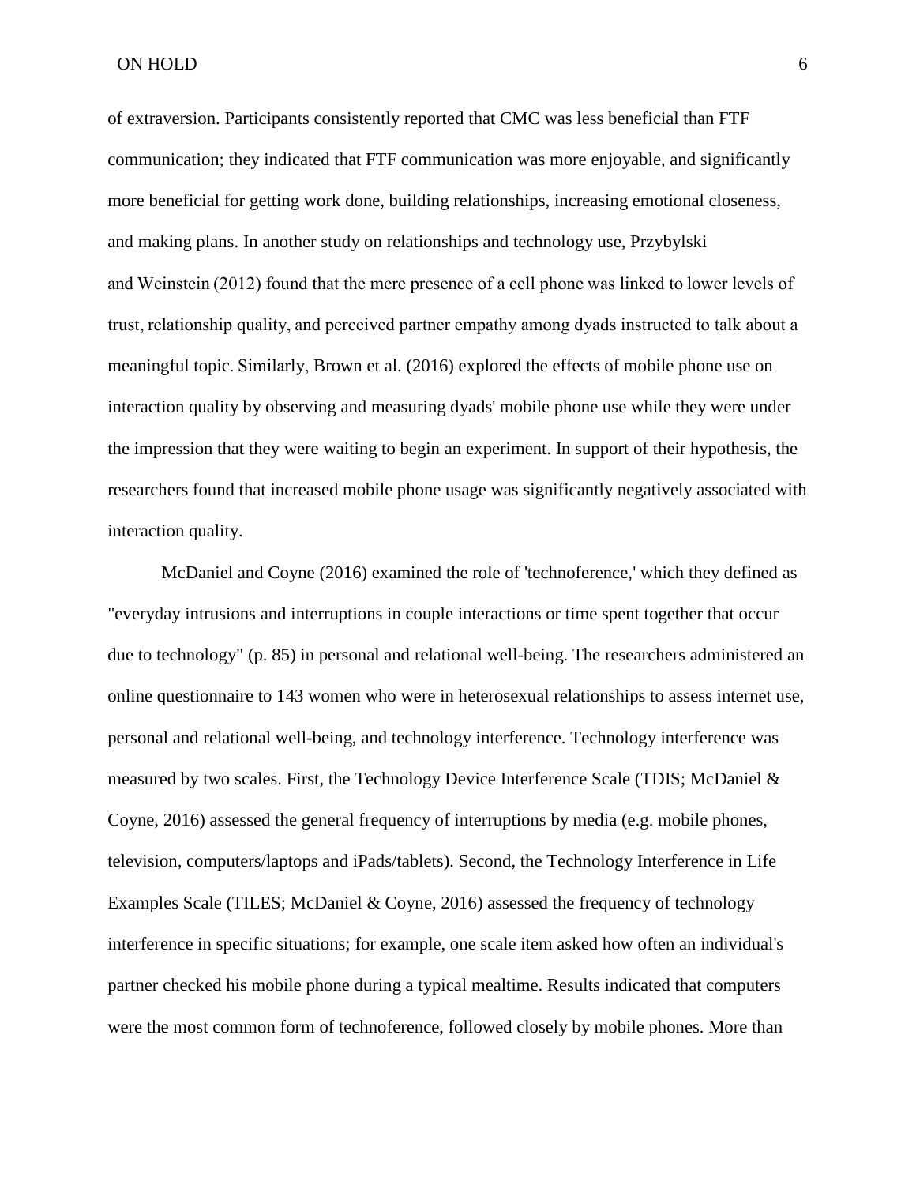of extraversion. Participants consistently reported that CMC was less beneficial than FTF communication; they indicated that FTF communication was more enjoyable, and significantly more beneficial for getting work done, building relationships, increasing emotional closeness, and making plans. In another study on relationships and technology use, Przybylski and Weinstein (2012) found that the mere presence of a cell phone was linked to lower levels of trust, relationship quality, and perceived partner empathy among dyads instructed to talk about a meaningful topic. Similarly, Brown et al. (2016) explored the effects of mobile phone use on interaction quality by observing and measuring dyads' mobile phone use while they were under the impression that they were waiting to begin an experiment. In support of their hypothesis, the researchers found that increased mobile phone usage was significantly negatively associated with interaction quality.

McDaniel and Coyne (2016) examined the role of 'technoference,' which they defined as "everyday intrusions and interruptions in couple interactions or time spent together that occur due to technology" (p. 85) in personal and relational well-being. The researchers administered an online questionnaire to 143 women who were in heterosexual relationships to assess internet use, personal and relational well-being, and technology interference. Technology interference was measured by two scales. First, the Technology Device Interference Scale (TDIS; McDaniel & Coyne, 2016) assessed the general frequency of interruptions by media (e.g. mobile phones, television, computers/laptops and iPads/tablets). Second, the Technology Interference in Life Examples Scale (TILES; McDaniel & Coyne, 2016) assessed the frequency of technology interference in specific situations; for example, one scale item asked how often an individual's partner checked his mobile phone during a typical mealtime. Results indicated that computers were the most common form of technoference, followed closely by mobile phones. More than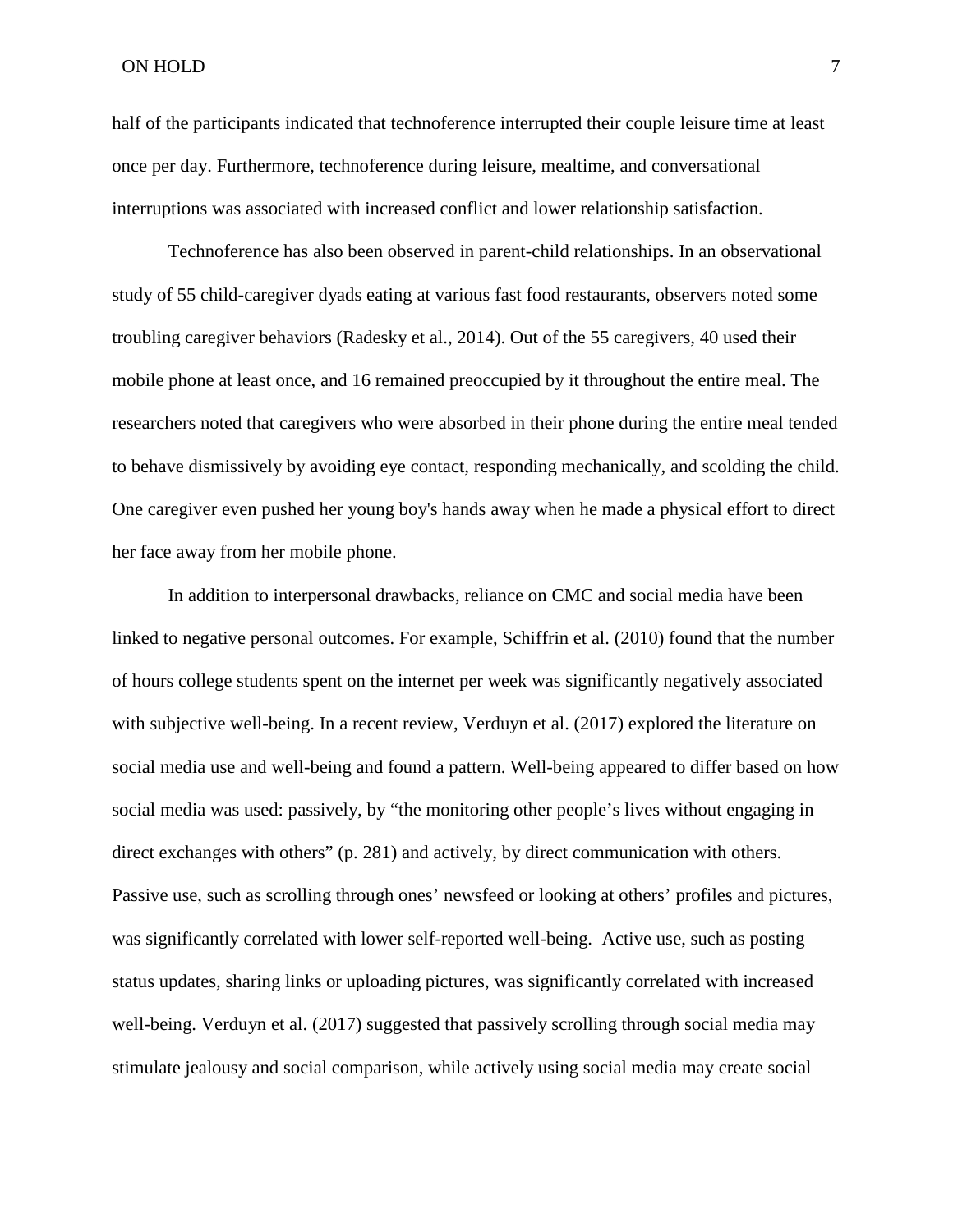half of the participants indicated that technoference interrupted their couple leisure time at least once per day. Furthermore, technoference during leisure, mealtime, and conversational interruptions was associated with increased conflict and lower relationship satisfaction.

Technoference has also been observed in parent-child relationships. In an observational study of 55 child-caregiver dyads eating at various fast food restaurants, observers noted some troubling caregiver behaviors (Radesky et al., 2014). Out of the 55 caregivers, 40 used their mobile phone at least once, and 16 remained preoccupied by it throughout the entire meal. The researchers noted that caregivers who were absorbed in their phone during the entire meal tended to behave dismissively by avoiding eye contact, responding mechanically, and scolding the child. One caregiver even pushed her young boy's hands away when he made a physical effort to direct her face away from her mobile phone.

In addition to interpersonal drawbacks, reliance on CMC and social media have been linked to negative personal outcomes. For example, Schiffrin et al. (2010) found that the number of hours college students spent on the internet per week was significantly negatively associated with subjective well-being. In a recent review, Verduyn et al. (2017) explored the literature on social media use and well-being and found a pattern. Well-being appeared to differ based on how social media was used: passively, by "the monitoring other people's lives without engaging in direct exchanges with others" (p. 281) and actively, by direct communication with others. Passive use, such as scrolling through ones' newsfeed or looking at others' profiles and pictures, was significantly correlated with lower self-reported well-being. Active use, such as posting status updates, sharing links or uploading pictures, was significantly correlated with increased well-being. Verduyn et al. (2017) suggested that passively scrolling through social media may stimulate jealousy and social comparison, while actively using social media may create social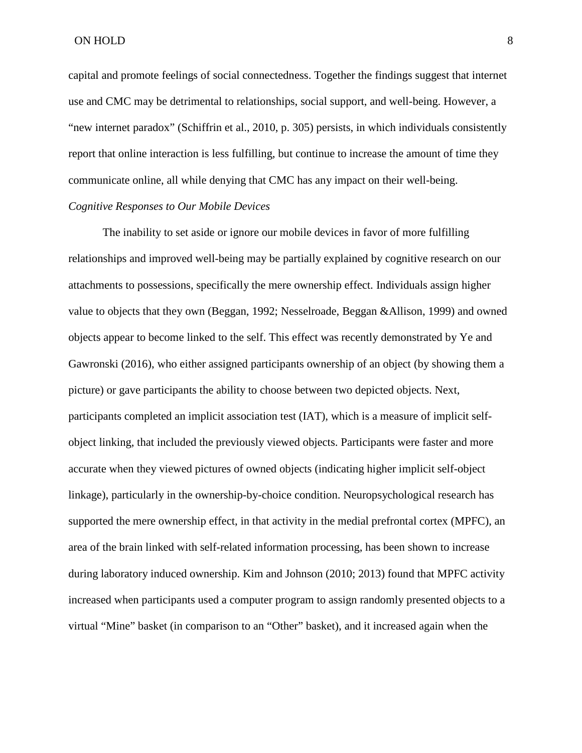capital and promote feelings of social connectedness. Together the findings suggest that internet use and CMC may be detrimental to relationships, social support, and well-being. However, a "new internet paradox" (Schiffrin et al., 2010, p. 305) persists, in which individuals consistently report that online interaction is less fulfilling, but continue to increase the amount of time they communicate online, all while denying that CMC has any impact on their well-being.

### *Cognitive Responses to Our Mobile Devices*

The inability to set aside or ignore our mobile devices in favor of more fulfilling relationships and improved well-being may be partially explained by cognitive research on our attachments to possessions, specifically the mere ownership effect. Individuals assign higher value to objects that they own (Beggan, 1992; Nesselroade, Beggan &Allison, 1999) and owned objects appear to become linked to the self. This effect was recently demonstrated by Ye and Gawronski (2016), who either assigned participants ownership of an object (by showing them a picture) or gave participants the ability to choose between two depicted objects. Next, participants completed an implicit association test (IAT), which is a measure of implicit self-object linking, that included the previously viewed objects. Participants were faster and more accurate when they viewed pictures of owned objects (indicating higher implicit self-object linkage), particularly in the ownership-by-choice condition. Neuropsychological research has supported the mere ownership effect, in that activity in the medial prefrontal cortex (MPFC), an area of the brain linked with self-related information processing, has been shown to increase during laboratory induced ownership. Kim and Johnson (2010; 2013) found that MPFC activity increased when participants used a computer program to assign randomly presented objects to a virtual "Mine" basket (in comparison to an "Other" basket), and it increased again when the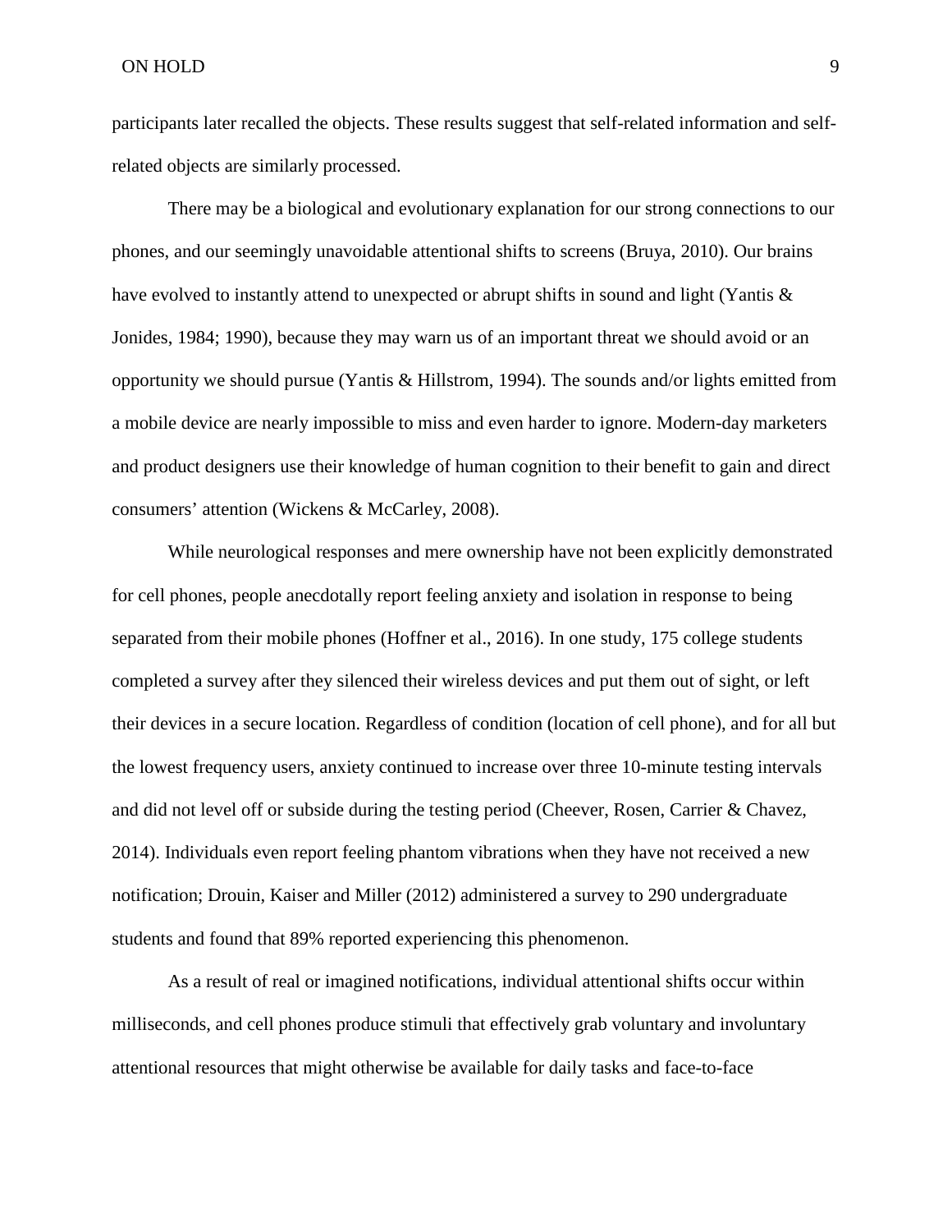participants later recalled the objects. These results suggest that self-related information and self-related objects are similarly processed.

There may be a biological and evolutionary explanation for our strong connections to our phones, and our seemingly unavoidable attentional shifts to screens (Bruya, 2010). Our brains have evolved to instantly attend to unexpected or abrupt shifts in sound and light (Yantis & Jonides, 1984; 1990), because they may warn us of an important threat we should avoid or an opportunity we should pursue (Yantis & Hillstrom, 1994). The sounds and/or lights emitted from a mobile device are nearly impossible to miss and even harder to ignore. Modern-day marketers and product designers use their knowledge of human cognition to their benefit to gain and direct consumers' attention (Wickens & McCarley, 2008).

While neurological responses and mere ownership have not been explicitly demonstrated for cell phones, people anecdotally report feeling anxiety and isolation in response to being separated from their mobile phones (Hoffner et al., 2016). In one study, 175 college students completed a survey after they silenced their wireless devices and put them out of sight, or left their devices in a secure location. Regardless of condition (location of cell phone), and for all but the lowest frequency users, anxiety continued to increase over three 10-minute testing intervals and did not level off or subside during the testing period (Cheever, Rosen, Carrier & Chavez, 2014). Individuals even report feeling phantom vibrations when they have not received a new notification; Drouin, Kaiser and Miller (2012) administered a survey to 290 undergraduate students and found that 89% reported experiencing this phenomenon.

As a result of real or imagined notifications, individual attentional shifts occur within milliseconds, and cell phones produce stimuli that effectively grab voluntary and involuntary attentional resources that might otherwise be available for daily tasks and face-to-face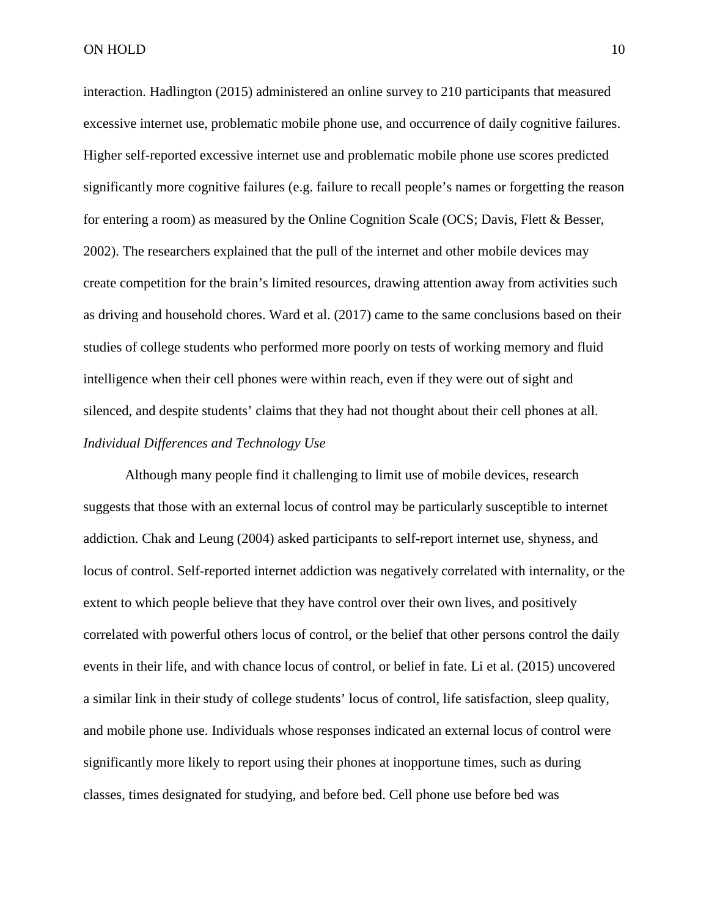interaction. Hadlington (2015) administered an online survey to 210 participants that measured excessive internet use, problematic mobile phone use, and occurrence of daily cognitive failures. Higher self-reported excessive internet use and problematic mobile phone use scores predicted significantly more cognitive failures (e.g. failure to recall people's names or forgetting the reason for entering a room) as measured by the Online Cognition Scale (OCS; Davis, Flett & Besser, 2002). The researchers explained that the pull of the internet and other mobile devices may create competition for the brain's limited resources, drawing attention away from activities such as driving and household chores. Ward et al. (2017) came to the same conclusions based on their studies of college students who performed more poorly on tests of working memory and fluid intelligence when their cell phones were within reach, even if they were out of sight and silenced, and despite students' claims that they had not thought about their cell phones at all.

### *Individual Differences and Technology Use*

Although many people find it challenging to limit use of mobile devices, research suggests that those with an external locus of control may be particularly susceptible to internet addiction. Chak and Leung (2004) asked participants to self-report internet use, shyness, and locus of control. Self-reported internet addiction was negatively correlated with internality, or the extent to which people believe that they have control over their own lives, and positively correlated with powerful others locus of control, or the belief that other persons control the daily events in their life, and with chance locus of control, or belief in fate. Li et al. (2015) uncovered a similar link in their study of college students' locus of control, life satisfaction, sleep quality, and mobile phone use. Individuals whose responses indicated an external locus of control were significantly more likely to report using their phones at inopportune times, such as during classes, times designated for studying, and before bed. Cell phone use before bed was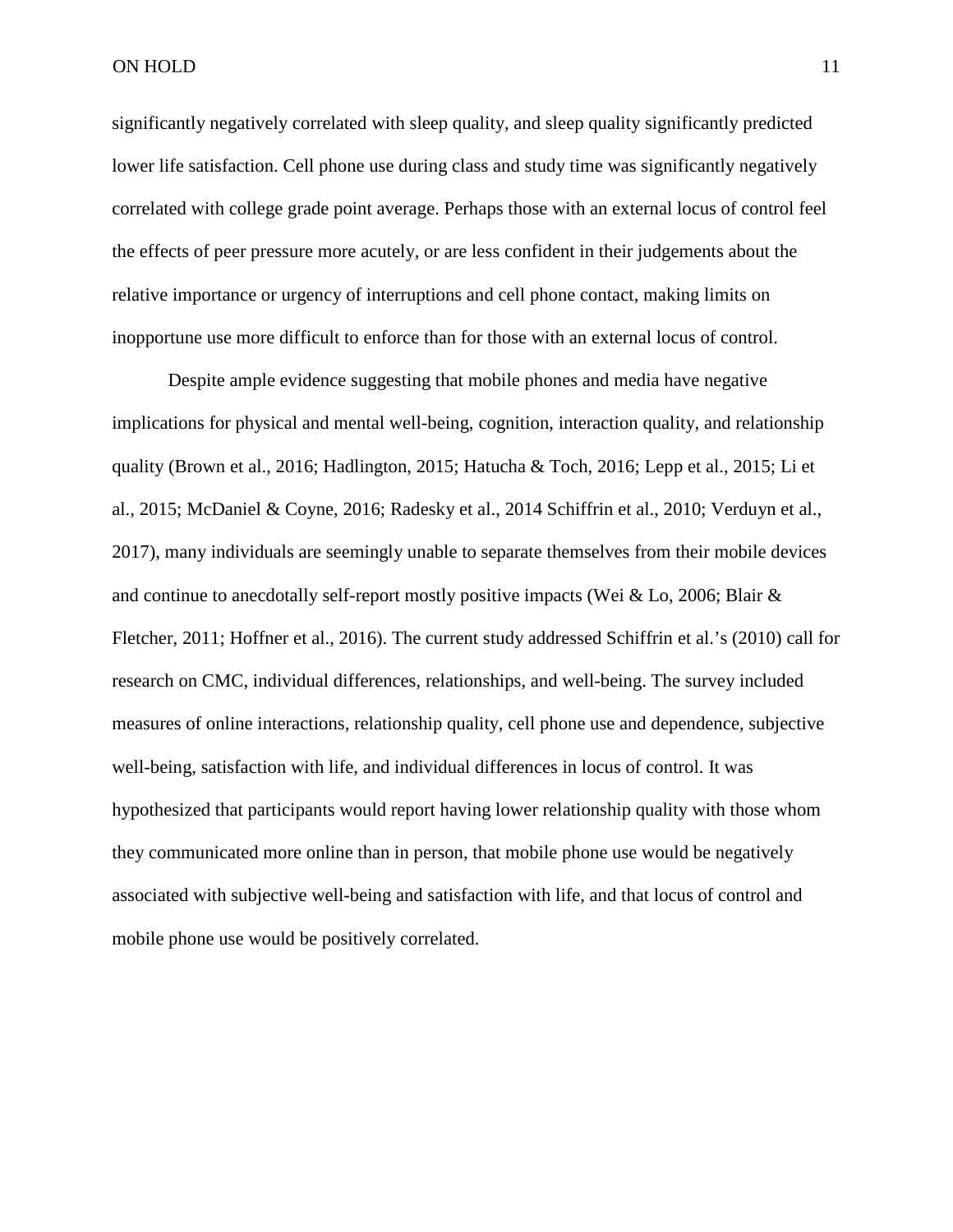significantly negatively correlated with sleep quality, and sleep quality significantly predicted lower life satisfaction. Cell phone use during class and study time was significantly negatively correlated with college grade point average. Perhaps those with an external locus of control feel the effects of peer pressure more acutely, or are less confident in their judgements about the relative importance or urgency of interruptions and cell phone contact, making limits on inopportune use more difficult to enforce than for those with an external locus of control.

Despite ample evidence suggesting that mobile phones and media have negative implications for physical and mental well-being, cognition, interaction quality, and relationship quality (Brown et al., 2016; Hadlington, 2015; Hatucha & Toch, 2016; Lepp et al., 2015; Li et al., 2015; McDaniel & Coyne, 2016; Radesky et al., 2014 Schiffrin et al., 2010; Verduyn et al., 2017), many individuals are seemingly unable to separate themselves from their mobile devices and continue to anecdotally self-report mostly positive impacts (Wei & Lo, 2006; Blair & Fletcher, 2011; Hoffner et al., 2016). The current study addressed Schiffrin et al.'s (2010) call for research on CMC, individual differences, relationships, and well-being. The survey included measures of online interactions, relationship quality, cell phone use and dependence, subjective well-being, satisfaction with life, and individual differences in locus of control. It was hypothesized that participants would report having lower relationship quality with those whom they communicated more online than in person, that mobile phone use would be negatively associated with subjective well-being and satisfaction with life, and that locus of control and mobile phone use would be positively correlated.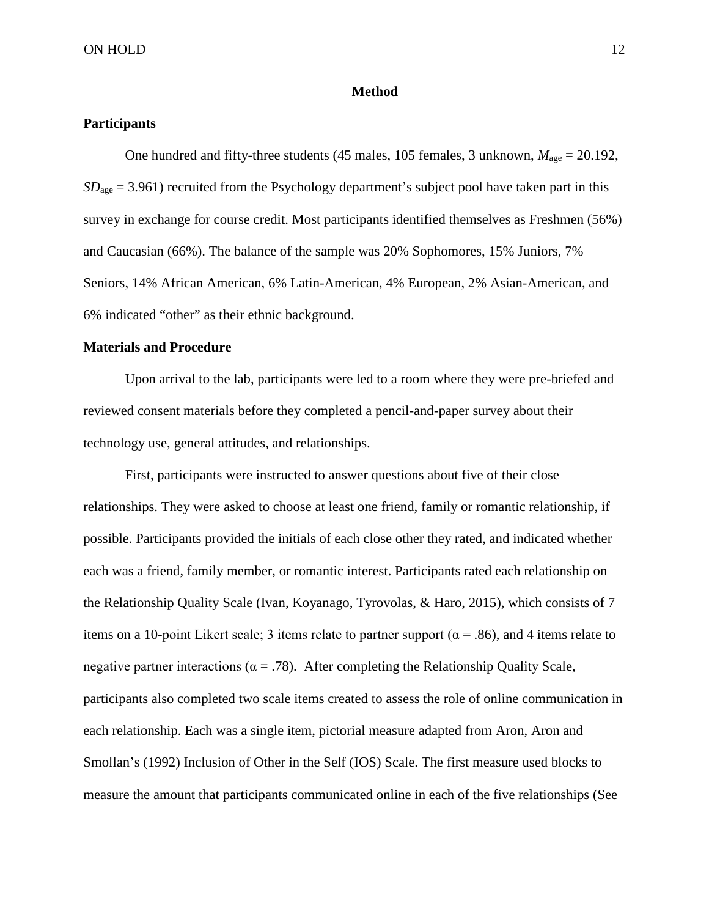# Method

## Participants

One hundred and fifty-three students (45 males, 105 females, 3 unknown, $M_{age}$ = 20.192, $SD_{age}$ = 3.961) recruited from the Psychology department's subject pool have taken part in this survey in exchange for course credit. Most participants identified themselves as Freshmen (56%) and Caucasian (66%). The balance of the sample was 20% Sophomores, 15% Juniors, 7% Seniors, 14% African American, 6% Latin-American, 4% European, 2% Asian-American, and 6% indicated "other" as their ethnic background.

## Materials and Procedure

Upon arrival to the lab, participants were led to a room where they were pre-briefed and reviewed consent materials before they completed a pencil-and-paper survey about their technology use, general attitudes, and relationships.

First, participants were instructed to answer questions about five of their close relationships. They were asked to choose at least one friend, family or romantic relationship, if possible. Participants provided the initials of each close other they rated, and indicated whether each was a friend, family member, or romantic interest. Participants rated each relationship on the Relationship Quality Scale (Ivan, Koyanago, Tyrovolas, & Haro, 2015), which consists of 7 items on a 10-point Likert scale; 3 items relate to partner support ($\alpha = .86$), and 4 items relate to negative partner interactions ($\alpha = .78$). After completing the Relationship Quality Scale, participants also completed two scale items created to assess the role of online communication in each relationship. Each was a single item, pictorial measure adapted from Aron, Aron and Smollan's (1992) Inclusion of Other in the Self (IOS) Scale. The first measure used blocks to measure the amount that participants communicated online in each of the five relationships (See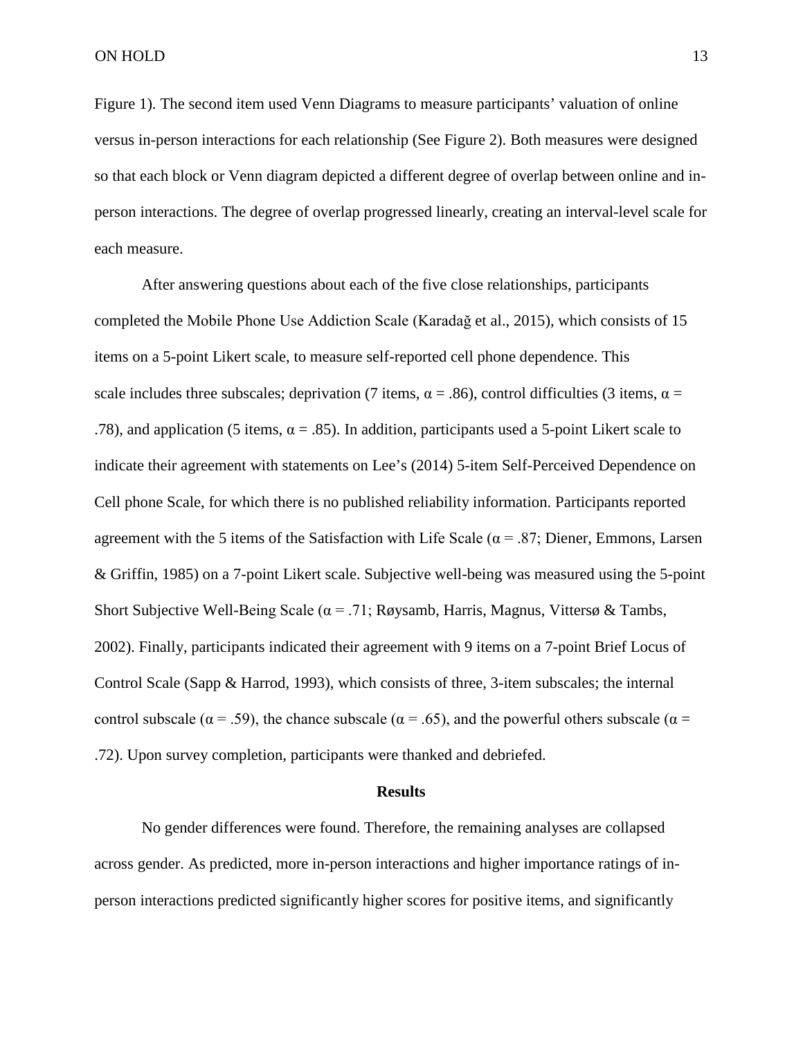Figure 1). The second item used Venn Diagrams to measure participants' valuation of online versus in-person interactions for each relationship (See Figure 2). Both measures were designed so that each block or Venn diagram depicted a different degree of overlap between online and in-person interactions. The degree of overlap progressed linearly, creating an interval-level scale for each measure.

After answering questions about each of the five close relationships, participants completed the Mobile Phone Use Addiction Scale (Karadağ et al., 2015), which consists of 15 items on a 5-point Likert scale, to measure self-reported cell phone dependence. This scale includes three subscales; deprivation (7 items, $\alpha = .86$), control difficulties (3 items, $\alpha = .78$), and application (5 items, $\alpha = .85$). In addition, participants used a 5-point Likert scale to indicate their agreement with statements on Lee's (2014) 5-item Self-Perceived Dependence on Cell phone Scale, for which there is no published reliability information. Participants reported agreement with the 5 items of the Satisfaction with Life Scale ($\alpha = .87$; Diener, Emmons, Larsen & Griffin, 1985) on a 7-point Likert scale. Subjective well-being was measured using the 5-point Short Subjective Well-Being Scale ($\alpha = .71$; Røysamb, Harris, Magnus, Vittersø & Tambs, 2002). Finally, participants indicated their agreement with 9 items on a 7-point Brief Locus of Control Scale (Sapp & Harrod, 1993), which consists of three, 3-item subscales; the internal control subscale ($\alpha = .59$), the chance subscale ($\alpha = .65$), and the powerful others subscale ($\alpha = .72$). Upon survey completion, participants were thanked and debriefed.

## Results

No gender differences were found. Therefore, the remaining analyses are collapsed across gender. As predicted, more in-person interactions and higher importance ratings of in-person interactions predicted significantly higher scores for positive items, and significantly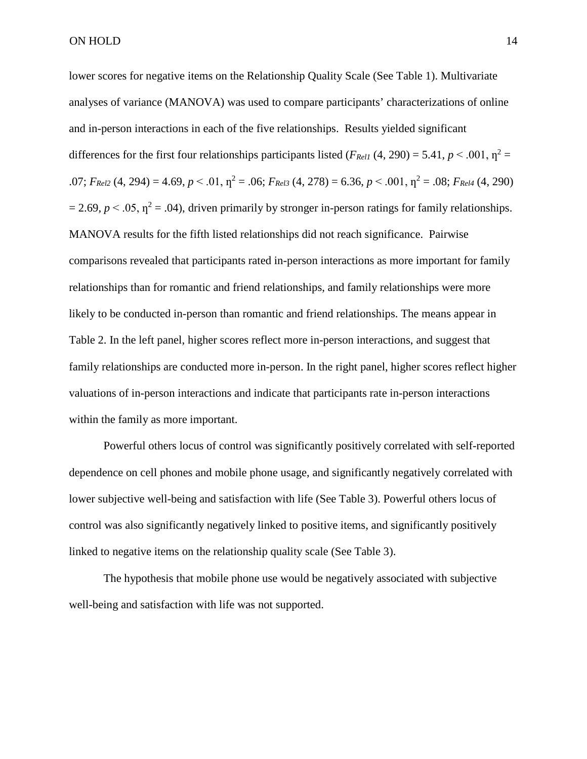lower scores for negative items on the Relationship Quality Scale (See Table 1). Multivariate analyses of variance (MANOVA) was used to compare participants' characterizations of online and in-person interactions in each of the five relationships. Results yielded significant differences for the first four relationships participants listed ($F_{Rel1}$ (4, 290) = 5.41, $p < .001$, $\eta^2 = .07$; $F_{Rel2}$ (4, 294) = 4.69, $p < .01$, $\eta^2 = .06$; $F_{Rel3}$ (4, 278) = 6.36, $p < .001$, $\eta^2 = .08$; $F_{Rel4}$ (4, 290) = 2.69, $p < .05$, $\eta^2 = .04$), driven primarily by stronger in-person ratings for family relationships. MANOVA results for the fifth listed relationships did not reach significance. Pairwise comparisons revealed that participants rated in-person interactions as more important for family relationships than for romantic and friend relationships, and family relationships were more likely to be conducted in-person than romantic and friend relationships. The means appear in Table 2. In the left panel, higher scores reflect more in-person interactions, and suggest that family relationships are conducted more in-person. In the right panel, higher scores reflect higher valuations of in-person interactions and indicate that participants rate in-person interactions within the family as more important.

Powerful others locus of control was significantly positively correlated with self-reported dependence on cell phones and mobile phone usage, and significantly negatively correlated with lower subjective well-being and satisfaction with life (See Table 3). Powerful others locus of control was also significantly negatively linked to positive items, and significantly positively linked to negative items on the relationship quality scale (See Table 3).

The hypothesis that mobile phone use would be negatively associated with subjective well-being and satisfaction with life was not supported.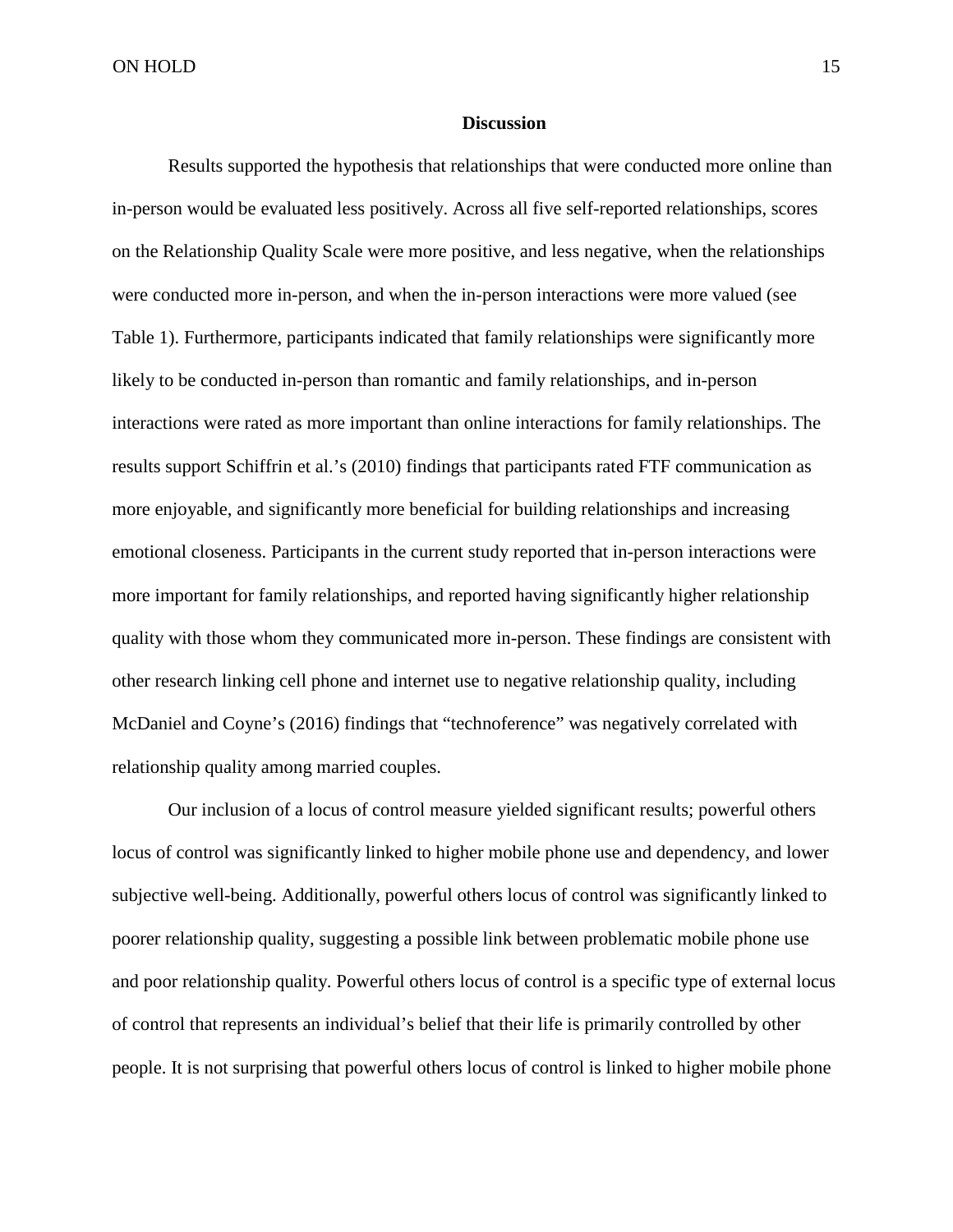## Discussion

Results supported the hypothesis that relationships that were conducted more online than in-person would be evaluated less positively. Across all five self-reported relationships, scores on the Relationship Quality Scale were more positive, and less negative, when the relationships were conducted more in-person, and when the in-person interactions were more valued (see Table 1). Furthermore, participants indicated that family relationships were significantly more likely to be conducted in-person than romantic and family relationships, and in-person interactions were rated as more important than online interactions for family relationships. The results support Schiffrin et al.'s (2010) findings that participants rated FTF communication as more enjoyable, and significantly more beneficial for building relationships and increasing emotional closeness. Participants in the current study reported that in-person interactions were more important for family relationships, and reported having significantly higher relationship quality with those whom they communicated more in-person. These findings are consistent with other research linking cell phone and internet use to negative relationship quality, including McDaniel and Coyne's (2016) findings that "technoference" was negatively correlated with relationship quality among married couples.

Our inclusion of a locus of control measure yielded significant results; powerful others locus of control was significantly linked to higher mobile phone use and dependency, and lower subjective well-being. Additionally, powerful others locus of control was significantly linked to poorer relationship quality, suggesting a possible link between problematic mobile phone use and poor relationship quality. Powerful others locus of control is a specific type of external locus of control that represents an individual's belief that their life is primarily controlled by other people. It is not surprising that powerful others locus of control is linked to higher mobile phone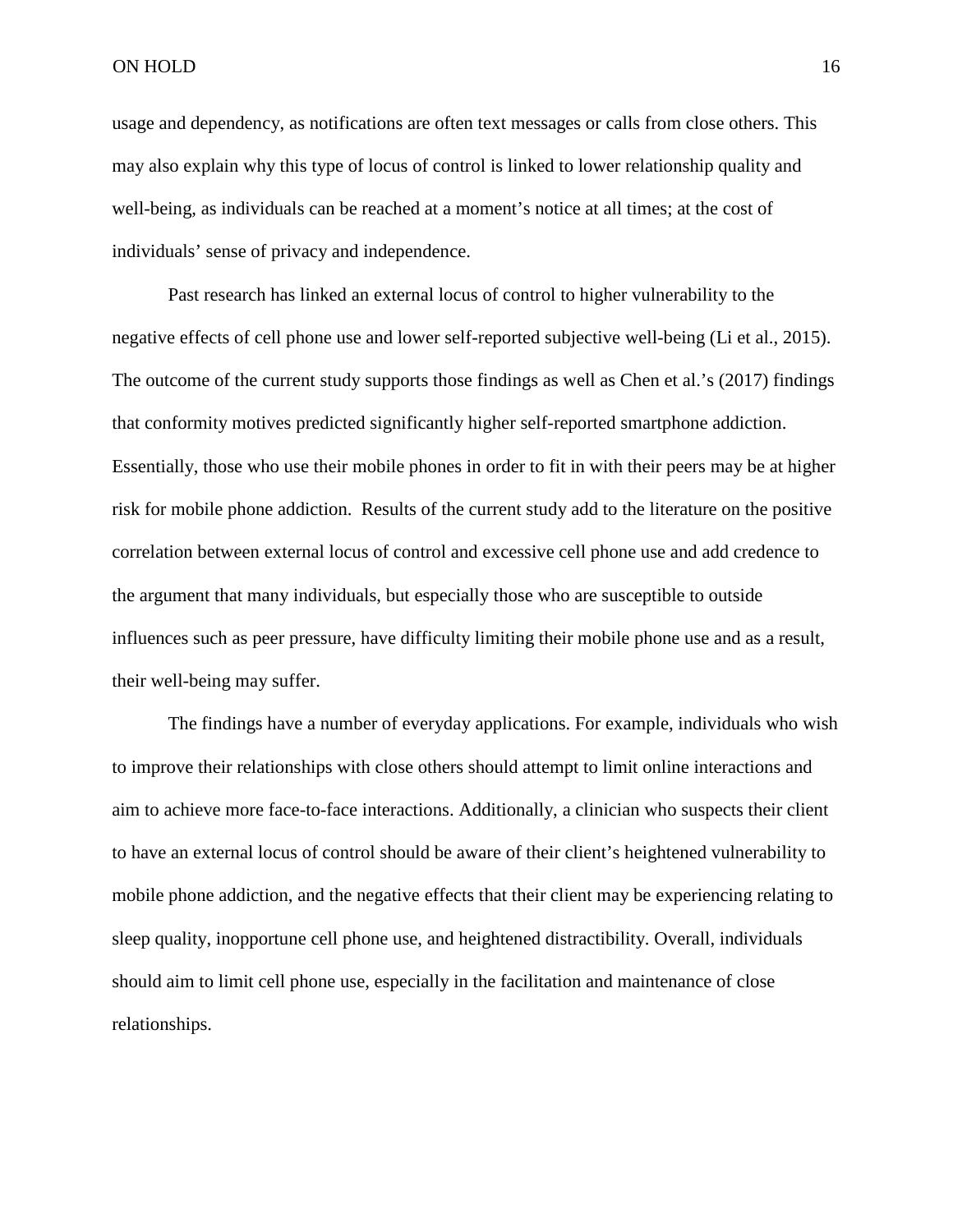usage and dependency, as notifications are often text messages or calls from close others. This may also explain why this type of locus of control is linked to lower relationship quality and well-being, as individuals can be reached at a moment's notice at all times; at the cost of individuals' sense of privacy and independence.

Past research has linked an external locus of control to higher vulnerability to the negative effects of cell phone use and lower self-reported subjective well-being (Li et al., 2015). The outcome of the current study supports those findings as well as Chen et al.'s (2017) findings that conformity motives predicted significantly higher self-reported smartphone addiction. Essentially, those who use their mobile phones in order to fit in with their peers may be at higher risk for mobile phone addiction. Results of the current study add to the literature on the positive correlation between external locus of control and excessive cell phone use and add credence to the argument that many individuals, but especially those who are susceptible to outside influences such as peer pressure, have difficulty limiting their mobile phone use and as a result, their well-being may suffer.

The findings have a number of everyday applications. For example, individuals who wish to improve their relationships with close others should attempt to limit online interactions and aim to achieve more face-to-face interactions. Additionally, a clinician who suspects their client to have an external locus of control should be aware of their client's heightened vulnerability to mobile phone addiction, and the negative effects that their client may be experiencing relating to sleep quality, inopportune cell phone use, and heightened distractibility. Overall, individuals should aim to limit cell phone use, especially in the facilitation and maintenance of close relationships.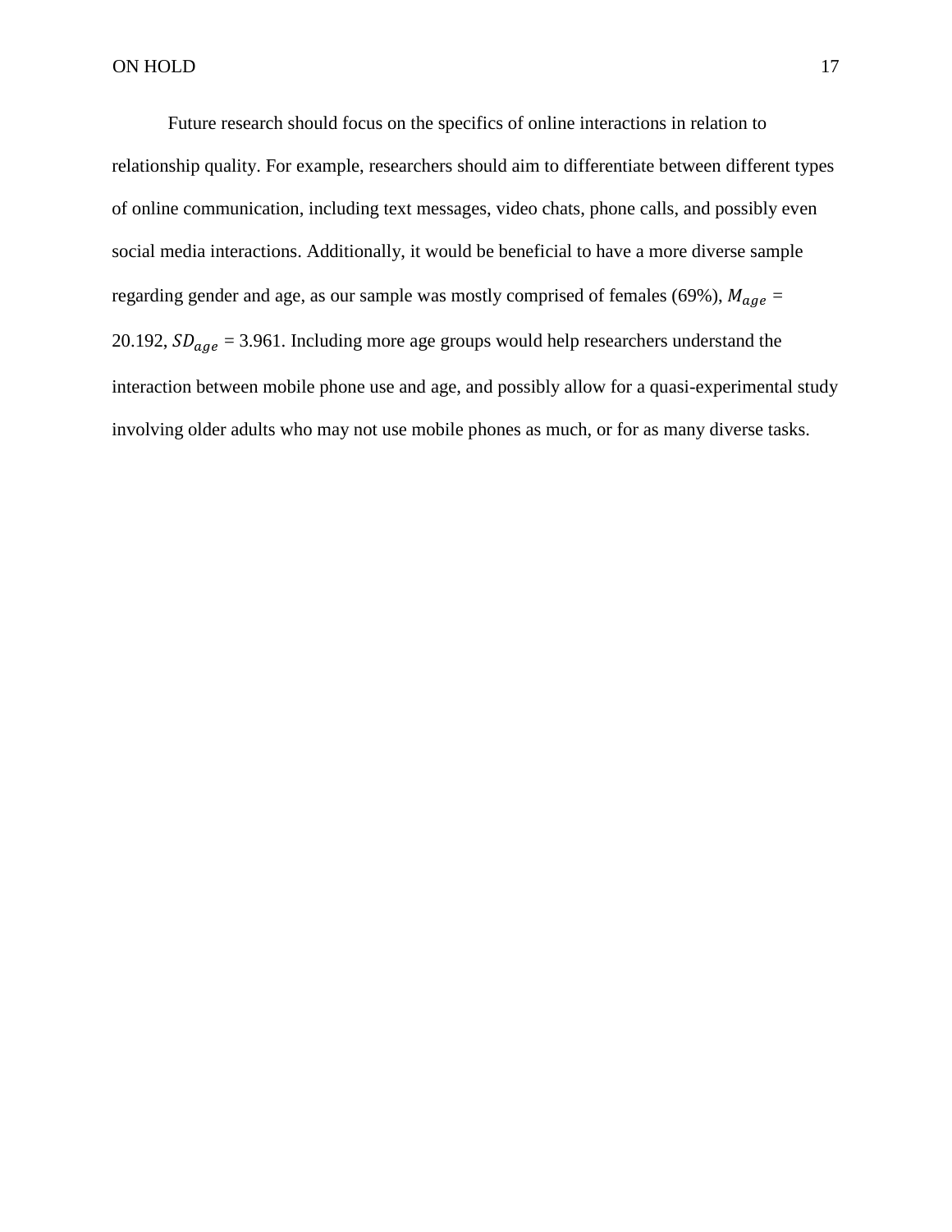Future research should focus on the specifics of online interactions in relation to relationship quality. For example, researchers should aim to differentiate between different types of online communication, including text messages, video chats, phone calls, and possibly even social media interactions. Additionally, it would be beneficial to have a more diverse sample regarding gender and age, as our sample was mostly comprised of females (69%), $M_{age}$ = 20.192, $SD_{age}$ = 3.961. Including more age groups would help researchers understand the interaction between mobile phone use and age, and possibly allow for a quasi-experimental study involving older adults who may not use mobile phones as much, or for as many diverse tasks.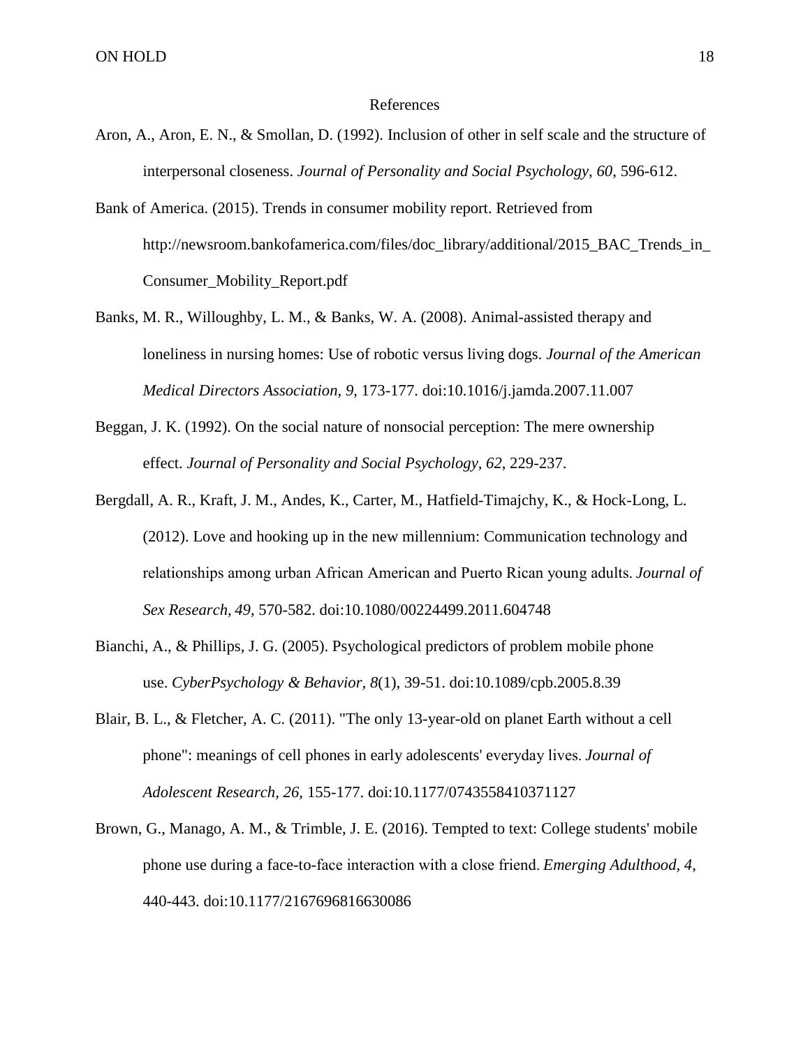# References

Aron, A., Aron, E. N., & Smollan, D. (1992). Inclusion of other in self scale and the structure of interpersonal closeness. *Journal of Personality and Social Psychology, 60*, 596-612.

Bank of America. (2015). Trends in consumer mobility report. Retrieved from http://newsroom.bankofamerica.com/files/doc_library/additional/2015_BAC_Trends_in_Consumer_Mobility_Report.pdf

Banks, M. R., Willoughby, L. M., & Banks, W. A. (2008). Animal-assisted therapy and loneliness in nursing homes: Use of robotic versus living dogs. *Journal of the American Medical Directors Association, 9*, 173-177. doi:10.1016/j.jamda.2007.11.007

Beggan, J. K. (1992). On the social nature of nonsocial perception: The mere ownership effect. *Journal of Personality and Social Psychology, 62*, 229-237.

Bergdall, A. R., Kraft, J. M., Andes, K., Carter, M., Hatfield-Timajchy, K., & Hock-Long, L. (2012). Love and hooking up in the new millennium: Communication technology and relationships among urban African American and Puerto Rican young adults. *Journal of Sex Research, 49*, 570-582. doi:10.1080/00224499.2011.604748

Bianchi, A., & Phillips, J. G. (2005). Psychological predictors of problem mobile phone use. *CyberPsychology & Behavior, 8*(1), 39-51. doi:10.1089/cpb.2005.8.39

Blair, B. L., & Fletcher, A. C. (2011). "The only 13-year-old on planet Earth without a cell phone": meanings of cell phones in early adolescents' everyday lives. *Journal of Adolescent Research, 26*, 155-177. doi:10.1177/0743558410371127

Brown, G., Manago, A. M., & Trimble, J. E. (2016). Tempted to text: College students' mobile phone use during a face-to-face interaction with a close friend. *Emerging Adulthood, 4*, 440-443. doi:10.1177/2167696816630086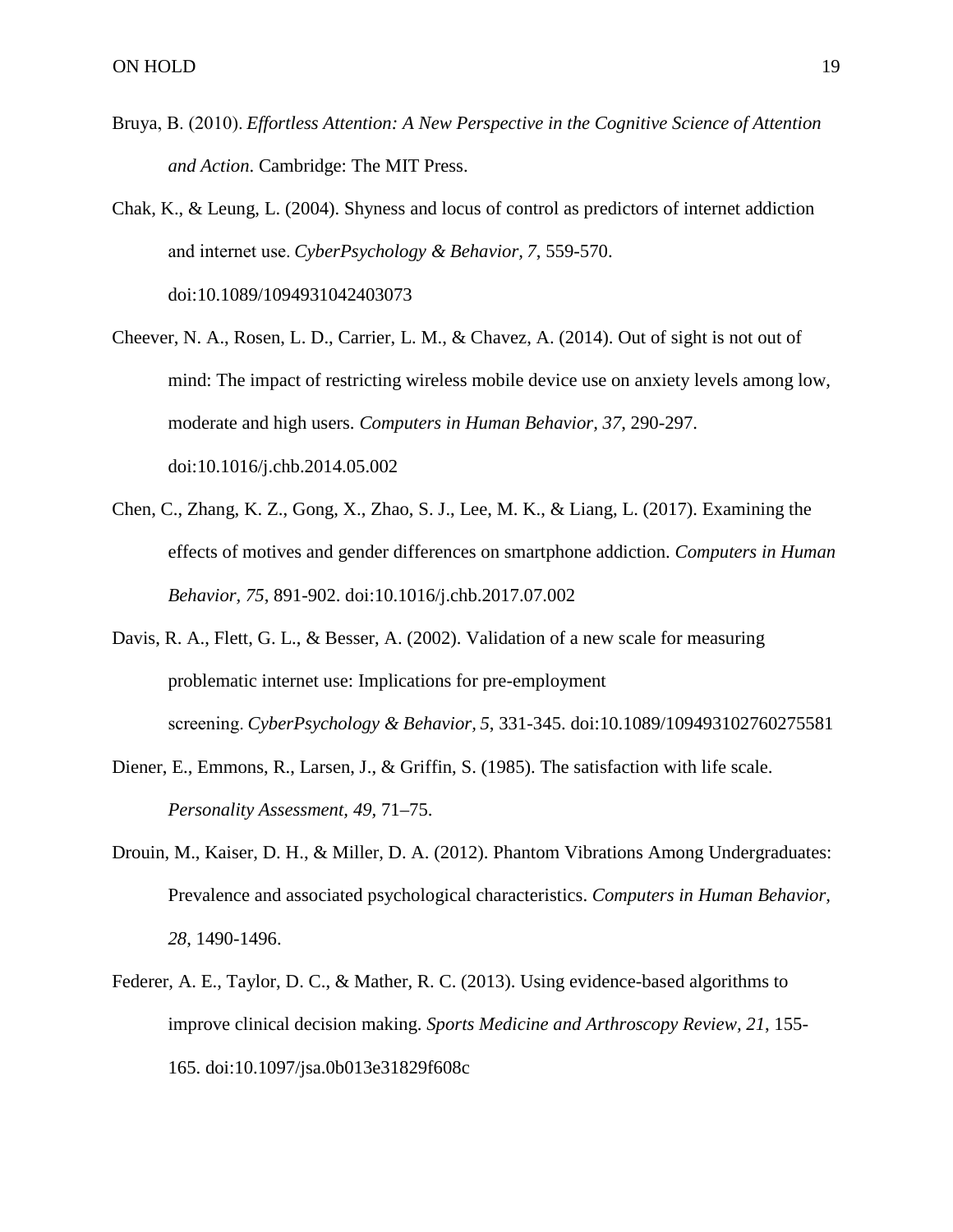Bruya, B. (2010). *Effortless Attention: A New Perspective in the Cognitive Science of Attention and Action*. Cambridge: The MIT Press.

Chak, K., & Leung, L. (2004). Shyness and locus of control as predictors of internet addiction and internet use. *CyberPsychology & Behavior*, *7*, 559-570. doi:10.1089/1094931042403073

Cheever, N. A., Rosen, L. D., Carrier, L. M., & Chavez, A. (2014). Out of sight is not out of mind: The impact of restricting wireless mobile device use on anxiety levels among low, moderate and high users. *Computers in Human Behavior, 37*, 290-297. doi:10.1016/j.chb.2014.05.002

Chen, C., Zhang, K. Z., Gong, X., Zhao, S. J., Lee, M. K., & Liang, L. (2017). Examining the effects of motives and gender differences on smartphone addiction. *Computers in Human Behavior, 75*, 891-902. doi:10.1016/j.chb.2017.07.002

Davis, R. A., Flett, G. L., & Besser, A. (2002). Validation of a new scale for measuring problematic internet use: Implications for pre-employment screening. *CyberPsychology & Behavior, 5*, 331-345. doi:10.1089/109493102760275581

Diener, E., Emmons, R., Larsen, J., & Griffin, S. (1985). The satisfaction with life scale. *Personality Assessment*, *49*, 71–75.

Drouin, M., Kaiser, D. H., & Miller, D. A. (2012). Phantom Vibrations Among Undergraduates: Prevalence and associated psychological characteristics. *Computers in Human Behavior, 28*, 1490-1496.

Federer, A. E., Taylor, D. C., & Mather, R. C. (2013). Using evidence-based algorithms to improve clinical decision making. *Sports Medicine and Arthroscopy Review, 21*, 155-165. doi:10.1097/jsa.0b013e31829f608c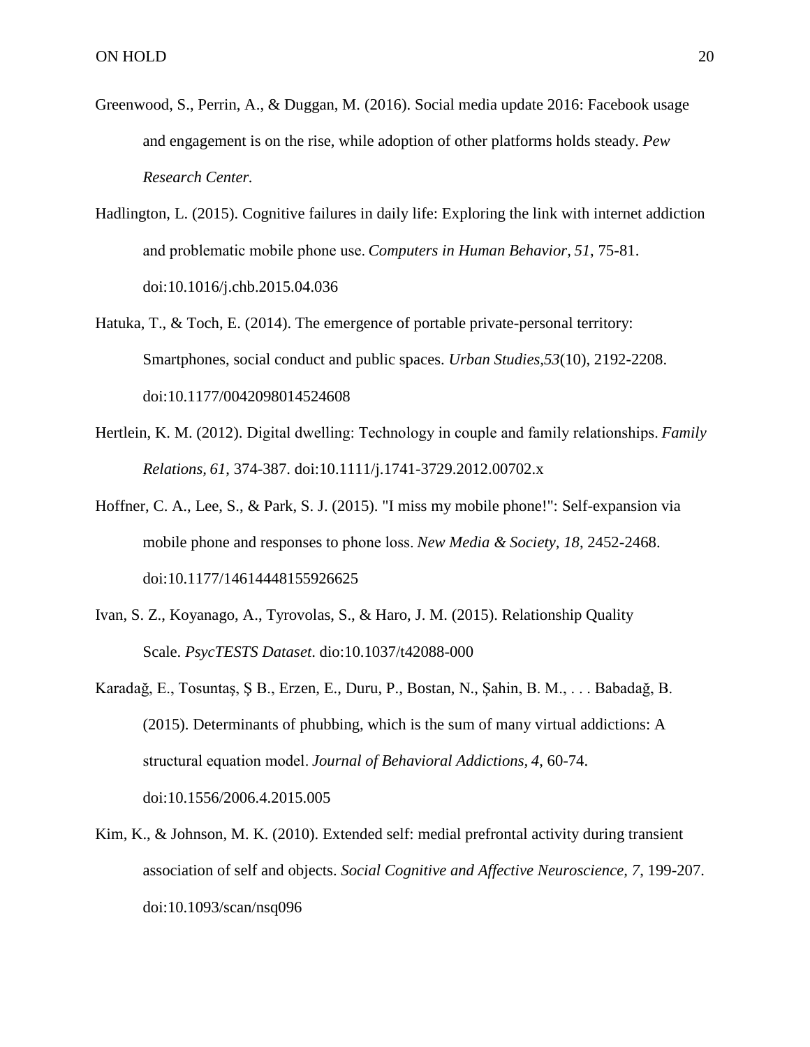Greenwood, S., Perrin, A., & Duggan, M. (2016). Social media update 2016: Facebook usage and engagement is on the rise, while adoption of other platforms holds steady. *Pew Research Center.*

Hadlington, L. (2015). Cognitive failures in daily life: Exploring the link with internet addiction and problematic mobile phone use. *Computers in Human Behavior, 51*, 75-81. doi:10.1016/j.chb.2015.04.036

Hatuka, T., & Toch, E. (2014). The emergence of portable private-personal territory: Smartphones, social conduct and public spaces. *Urban Studies,53*(10), 2192-2208. doi:10.1177/0042098014524608

Hertlein, K. M. (2012). Digital dwelling: Technology in couple and family relationships. *Family Relations, 61*, 374-387. doi:10.1111/j.1741-3729.2012.00702.x

Hoffner, C. A., Lee, S., & Park, S. J. (2015). "I miss my mobile phone!": Self-expansion via mobile phone and responses to phone loss. *New Media & Society, 18*, 2452-2468. doi:10.1177/14614448155926625

Ivan, S. Z., Koyanago, A., Tyrovolas, S., & Haro, J. M. (2015). Relationship Quality Scale. *PsycTESTS Dataset*. dio:10.1037/t42088-000

Karadağ, E., Tosuntaş, Ş B., Erzen, E., Duru, P., Bostan, N., Şahin, B. M., . . . Babadağ, B. (2015). Determinants of phubbing, which is the sum of many virtual addictions: A structural equation model. *Journal of Behavioral Addictions, 4*, 60-74. doi:10.1556/2006.4.2015.005

Kim, K., & Johnson, M. K. (2010). Extended self: medial prefrontal activity during transient association of self and objects. *Social Cognitive and Affective Neuroscience, 7*, 199-207. doi:10.1093/scan/nsq096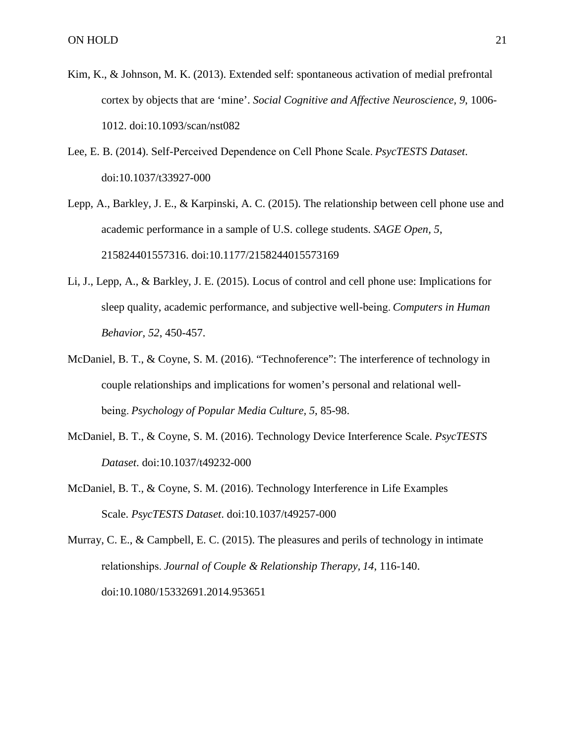Kim, K., & Johnson, M. K. (2013). Extended self: spontaneous activation of medial prefrontal cortex by objects that are 'mine'. *Social Cognitive and Affective Neuroscience, 9*, 1006-1012. doi:10.1093/scan/nst082

Lee, E. B. (2014). Self-Perceived Dependence on Cell Phone Scale. *PsycTESTS Dataset*. doi:10.1037/t33927-000

Lepp, A., Barkley, J. E., & Karpinski, A. C. (2015). The relationship between cell phone use and academic performance in a sample of U.S. college students. *SAGE Open, 5*, 215824401557316. doi:10.1177/2158244015573169

Li, J., Lepp, A., & Barkley, J. E. (2015). Locus of control and cell phone use: Implications for sleep quality, academic performance, and subjective well-being. *Computers in Human Behavior*, *52*, 450-457.

McDaniel, B. T., & Coyne, S. M. (2016). "Technoference": The interference of technology in couple relationships and implications for women's personal and relational well-being. *Psychology of Popular Media Culture, 5*, 85-98.

McDaniel, B. T., & Coyne, S. M. (2016). Technology Device Interference Scale. *PsycTESTS Dataset*. doi:10.1037/t49232-000

McDaniel, B. T., & Coyne, S. M. (2016). Technology Interference in Life Examples Scale. *PsycTESTS Dataset*. doi:10.1037/t49257-000

Murray, C. E., & Campbell, E. C. (2015). The pleasures and perils of technology in intimate relationships. *Journal of Couple & Relationship Therapy, 14*, 116-140. doi:10.1080/15332691.2014.953651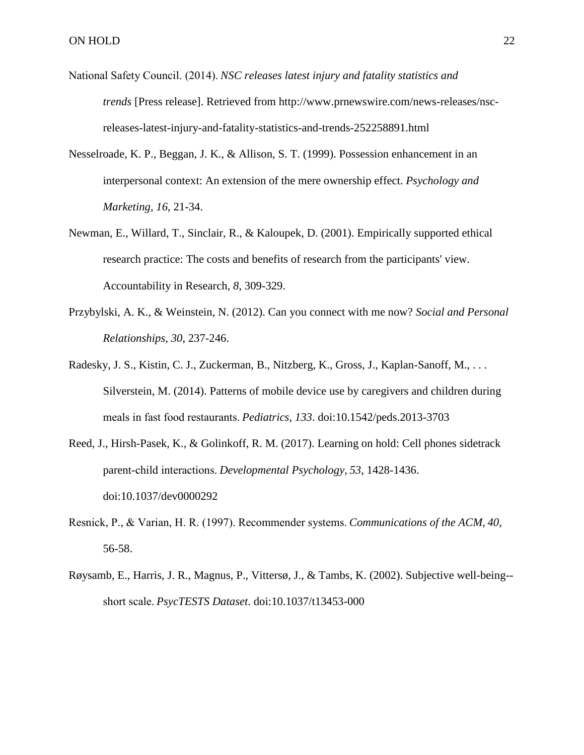National Safety Council. (2014). *NSC releases latest injury and fatality statistics and trends* [Press release]. Retrieved from http://www.prnewswire.com/news-releases/nsc-releases-latest-injury-and-fatality-statistics-and-trends-252258891.html

Nesselroade, K. P., Beggan, J. K., & Allison, S. T. (1999). Possession enhancement in an interpersonal context: An extension of the mere ownership effect. *Psychology and Marketing, 16*, 21-34.

Newman, E., Willard, T., Sinclair, R., & Kaloupek, D. (2001). Empirically supported ethical research practice: The costs and benefits of research from the participants' view. Accountability in Research, *8*, 309-329.

Przybylski, A. K., & Weinstein, N. (2012). Can you connect with me now? *Social and Personal Relationships, 30*, 237-246.

Radesky, J. S., Kistin, C. J., Zuckerman, B., Nitzberg, K., Gross, J., Kaplan-Sanoff, M., . . . Silverstein, M. (2014). Patterns of mobile device use by caregivers and children during meals in fast food restaurants. *Pediatrics, 133*. doi:10.1542/peds.2013-3703

Reed, J., Hirsh-Pasek, K., & Golinkoff, R. M. (2017). Learning on hold: Cell phones sidetrack parent-child interactions. *Developmental Psychology, 53*, 1428-1436. doi:10.1037/dev0000292

Resnick, P., & Varian, H. R. (1997). Recommender systems. *Communications of the ACM, 40*, 56-58.

Røysamb, E., Harris, J. R., Magnus, P., Vittersø, J., & Tambs, K. (2002). Subjective well-being--short scale. *PsycTESTS Dataset*. doi:10.1037/t13453-000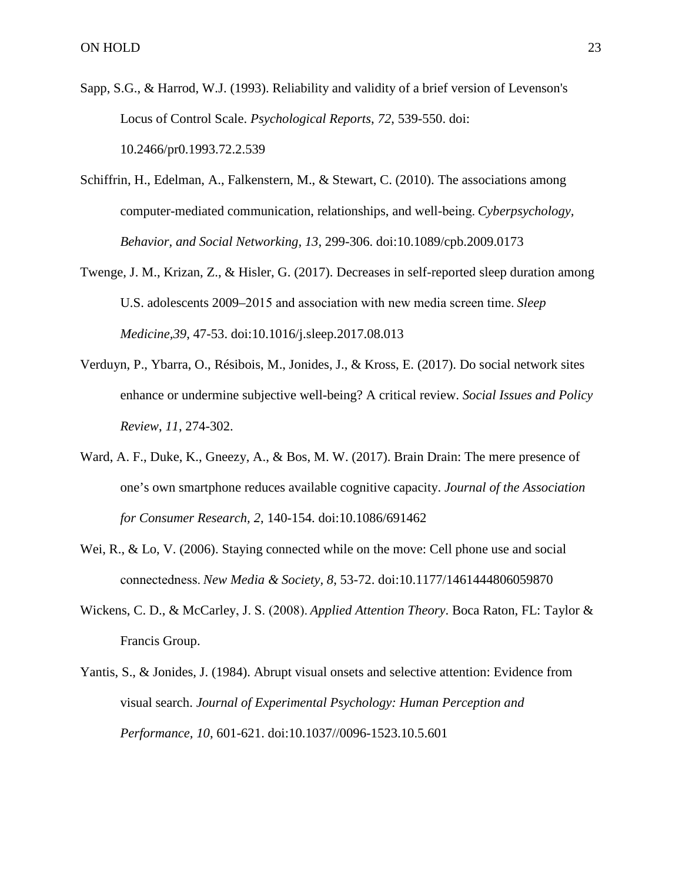Sapp, S.G., & Harrod, W.J. (1993). Reliability and validity of a brief version of Levenson's Locus of Control Scale. *Psychological Reports*, *72*, 539-550. doi: 10.2466/pr0.1993.72.2.539

Schiffrin, H., Edelman, A., Falkenstern, M., & Stewart, C. (2010). The associations among computer-mediated communication, relationships, and well-being. *Cyberpsychology, Behavior, and Social Networking*, *13*, 299-306. doi:10.1089/cpb.2009.0173

Twenge, J. M., Krizan, Z., & Hisler, G. (2017). Decreases in self-reported sleep duration among U.S. adolescents 2009–2015 and association with new media screen time. *Sleep Medicine*,*39*, 47-53. doi:10.1016/j.sleep.2017.08.013

Verduyn, P., Ybarra, O., Résibois, M., Jonides, J., & Kross, E. (2017). Do social network sites enhance or undermine subjective well-being? A critical review. *Social Issues and Policy Review*, *11*, 274-302.

Ward, A. F., Duke, K., Gneezy, A., & Bos, M. W. (2017). Brain Drain: The mere presence of one's own smartphone reduces available cognitive capacity. *Journal of the Association for Consumer Research, 2,* 140-154. doi:10.1086/691462

Wei, R., & Lo, V. (2006). Staying connected while on the move: Cell phone use and social connectedness. *New Media & Society*, *8*, 53-72. doi:10.1177/1461444806059870

Wickens, C. D., & McCarley, J. S. (2008). *Applied Attention Theory*. Boca Raton, FL: Taylor & Francis Group.

Yantis, S., & Jonides, J. (1984). Abrupt visual onsets and selective attention: Evidence from visual search. *Journal of Experimental Psychology: Human Perception and Performance*, *10*, 601-621. doi:10.1037//0096-1523.10.5.601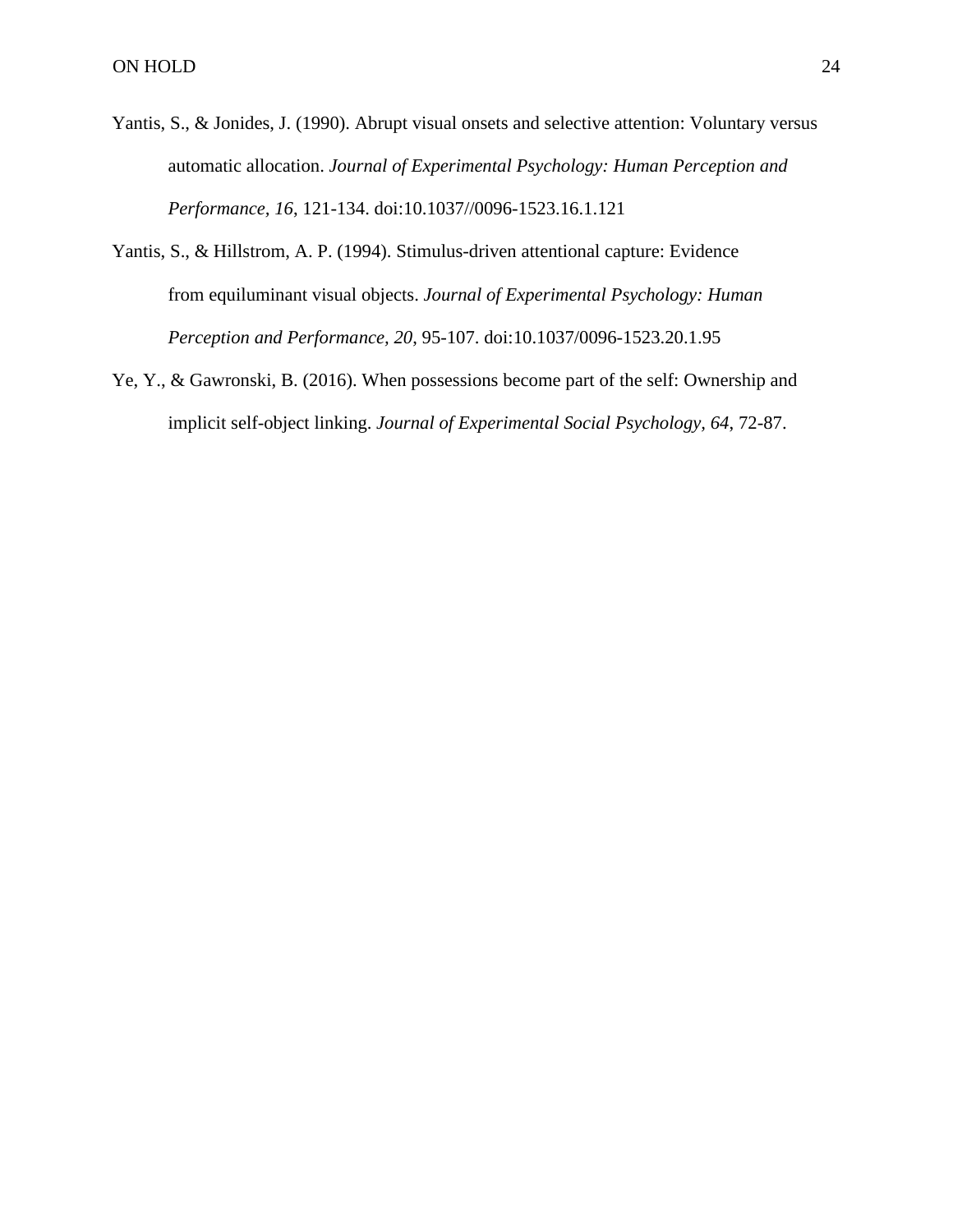Yantis, S., & Jonides, J. (1990). Abrupt visual onsets and selective attention: Voluntary versus automatic allocation. *Journal of Experimental Psychology: Human Perception and Performance, 16*, 121-134. doi:10.1037//0096-1523.16.1.121

Yantis, S., & Hillstrom, A. P. (1994). Stimulus-driven attentional capture: Evidence from equiluminant visual objects. *Journal of Experimental Psychology: Human Perception and Performance, 20*, 95-107. doi:10.1037/0096-1523.20.1.95

Ye, Y., & Gawronski, B. (2016). When possessions become part of the self: Ownership and implicit self-object linking. *Journal of Experimental Social Psychology, 64*, 72-87.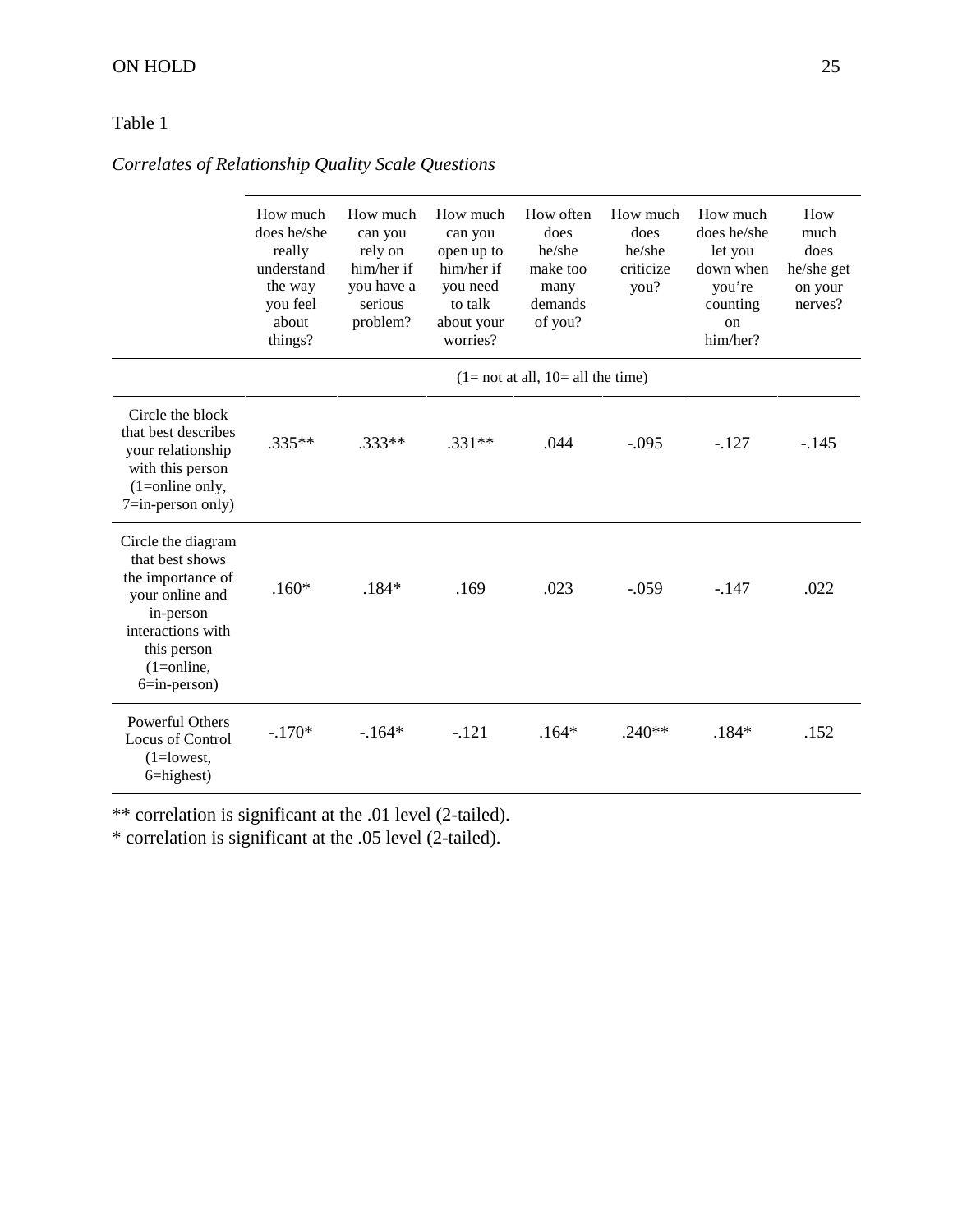Table 1

*Correlates of Relationship Quality Scale Questions*

| | How much does he/she really understand the way you feel about things? | How much can you rely on him/her if you have a serious problem? | How much can you open up to him/her if you need to talk about your worries? | How often does he/she make too many demands of you? | How much does he/she criticize you? | How much does he/she let you down when you're counting on him/her? | How much does he/she get on your nerves? |
|---|---|---|---|---|---|---|---|
| | (1= not at all, 10= all the time) | | | | | | |
| Circle the block that best describes your relationship with this person (1=online only, 7=in-person only) | .335** | .333** | .331** | .044 | -.095 | -.127 | -.145 |
| Circle the diagram that best shows the importance of your online and in-person interactions with this person (1=online, 6=in-person) | .160* | .184* | .169 | .023 | -.059 | -.147 | .022 |
| Powerful Others Locus of Control (1=lowest, 6=highest) | -.170* | -.164* | -.121 | .164* | .240** | .184* | .152 |

** correlation is significant at the .01 level (2-tailed).
* correlation is significant at the .05 level (2-tailed).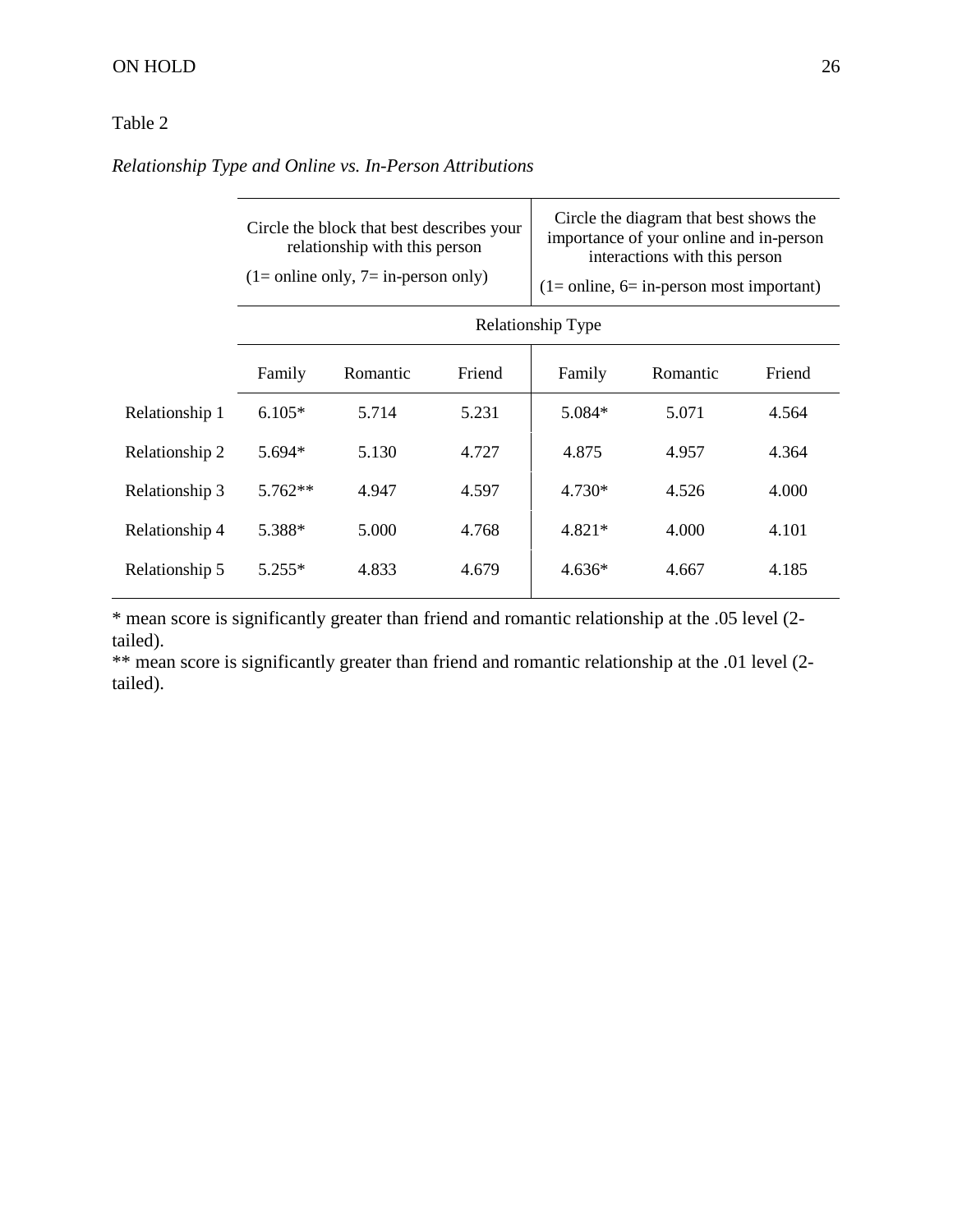Table 2

*Relationship Type and Online vs. In-Person Attributions*

| | Circle the block that best describes your relationship with this person (1= online only, 7= in-person only) | | | Circle the diagram that best shows the importance of your online and in-person interactions with this person (1= online, 6= in-person most important) | | |
|---|---|---|---|---|---|---|
| | Relationship Type | | | | | |
| | Family | Romantic | Friend | Family | Romantic | Friend |
| Relationship 1 | 6.105* | 5.714 | 5.231 | 5.084* | 5.071 | 4.564 |
| Relationship 2 | 5.694* | 5.130 | 4.727 | 4.875 | 4.957 | 4.364 |
| Relationship 3 | 5.762** | 4.947 | 4.597 | 4.730* | 4.526 | 4.000 |
| Relationship 4 | 5.388* | 5.000 | 4.768 | 4.821* | 4.000 | 4.101 |
| Relationship 5 | 5.255* | 4.833 | 4.679 | 4.636* | 4.667 | 4.185 |

* mean score is significantly greater than friend and romantic relationship at the .05 level (2-tailed).
** mean score is significantly greater than friend and romantic relationship at the .01 level (2-tailed).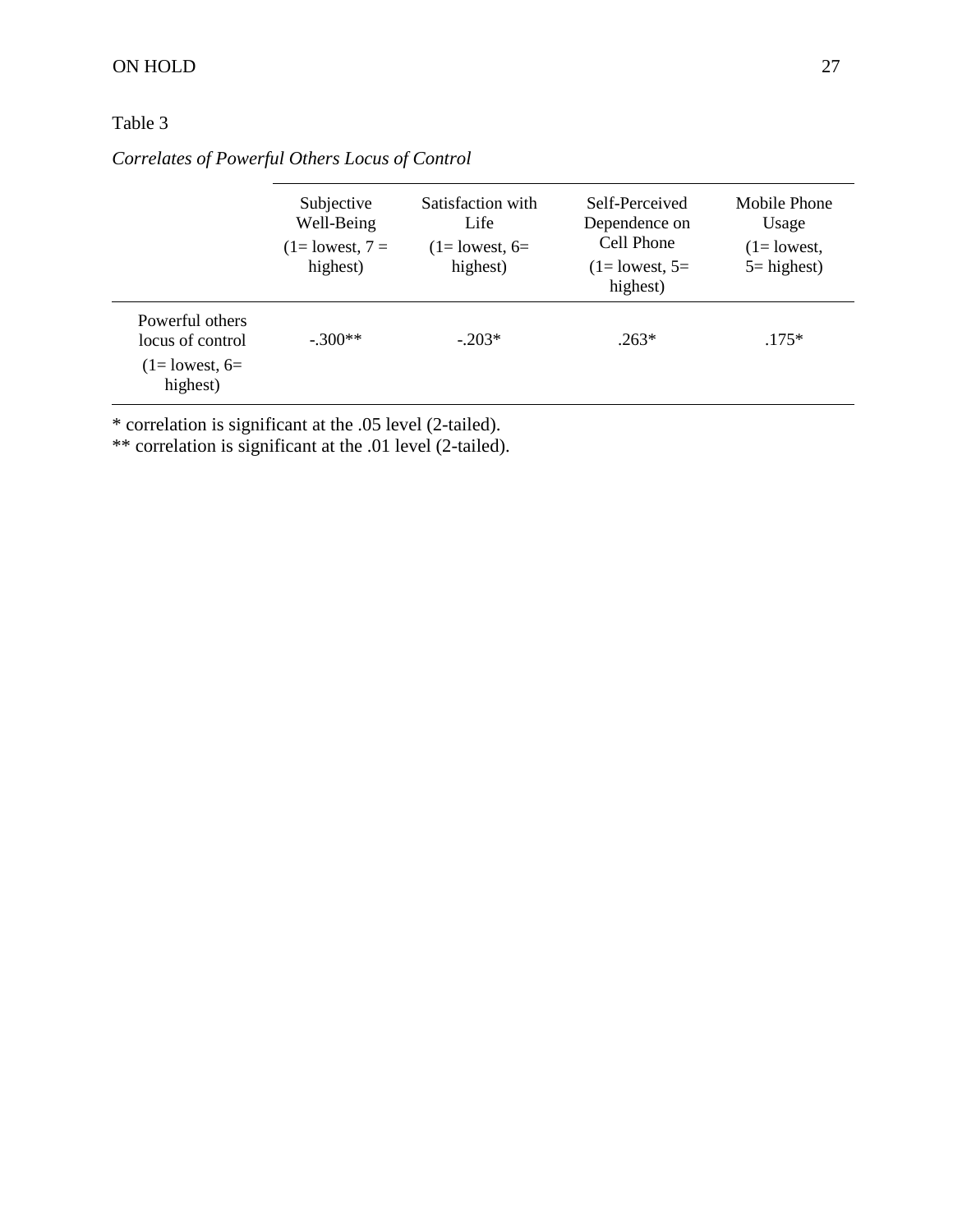Table 3

*Correlates of Powerful Others Locus of Control*

| | Subjective Well-Being (1= lowest, 7 = highest) | Satisfaction with Life (1= lowest, 6= highest) | Self-Perceived Dependence on Cell Phone (1= lowest, 5= highest) | Mobile Phone Usage (1= lowest, 5= highest) |
|---|---|---|---|---|
| Powerful others locus of control (1= lowest, 6= highest) | -.300** | -.203* | .263* | .175* |

* correlation is significant at the .05 level (2-tailed).
** correlation is significant at the .01 level (2-tailed).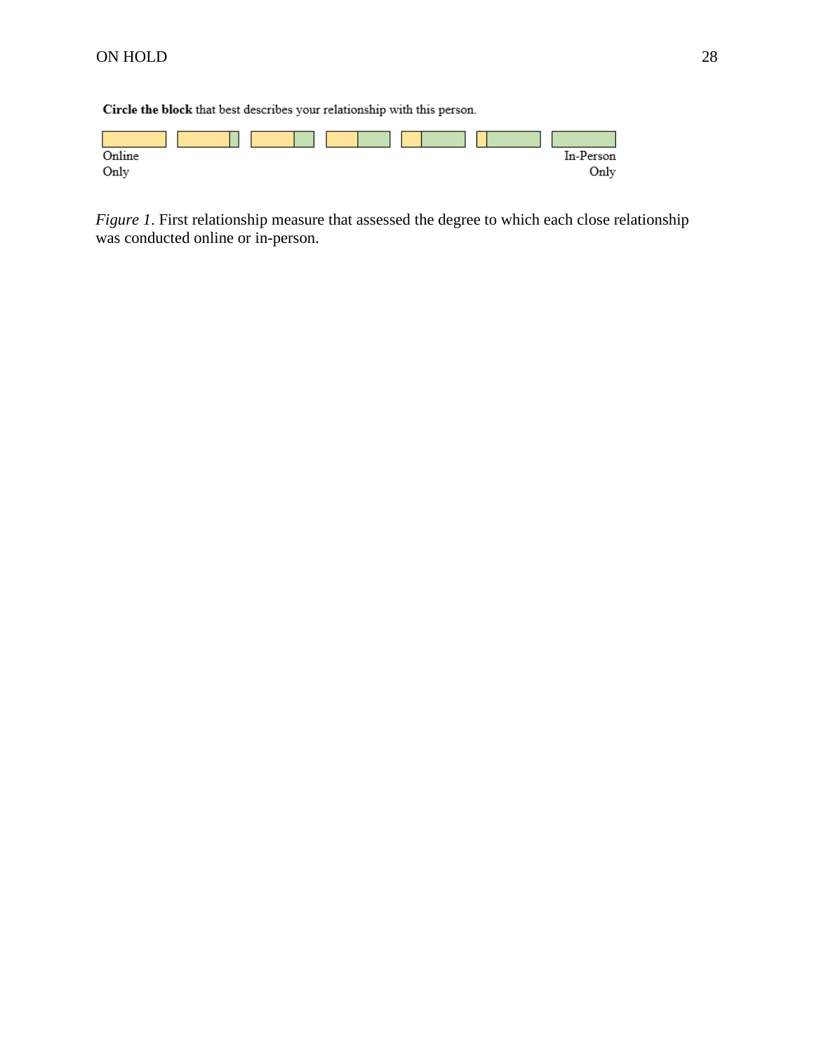**Circle the block** that best describes your relationship with this person.

Online Only — In-Person Only

*Figure 1*. First relationship measure that assessed the degree to which each close relationship was conducted online or in-person.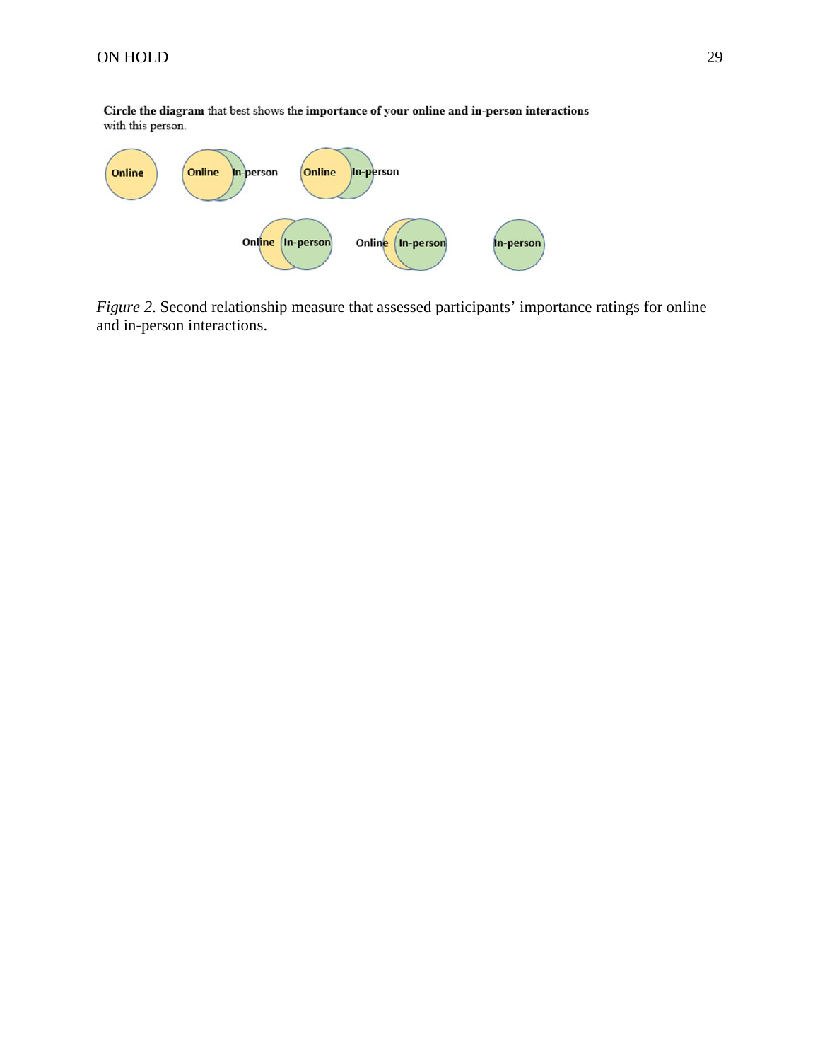**Circle the diagram** that best shows the **importance of your online and in-person interactions** with this person.

Online

Online In-person

Online In-person

Online In-person

Online In-person

In-person

*Figure 2*. Second relationship measure that assessed participants' importance ratings for online and in-person interactions.